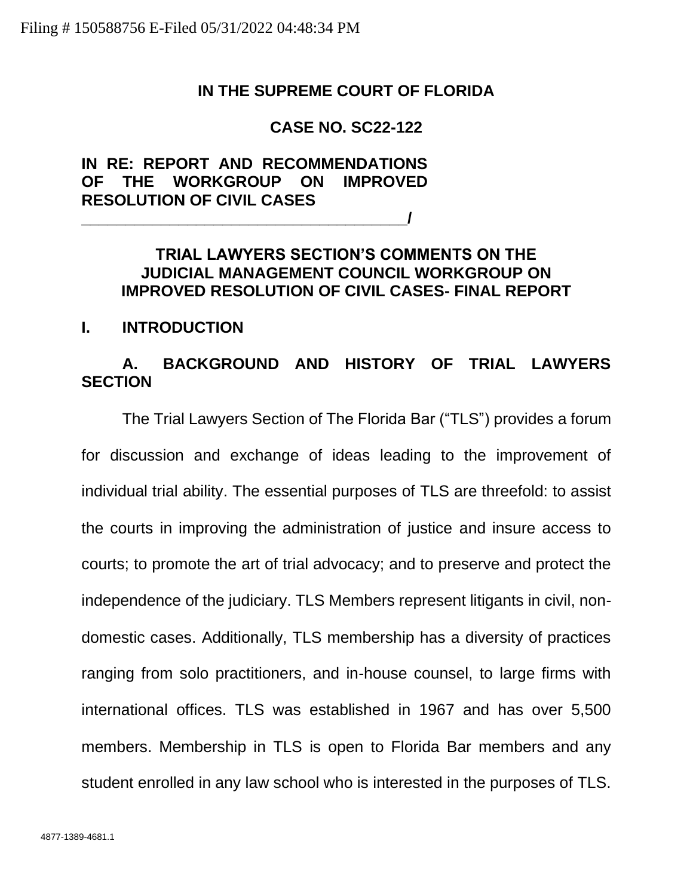Filing # 150588756 E-Filed 05/31/2022 04:48:34 PM

**IN THE SUPREME COURT OF FLORIDA**

**CASE NO. SC22-122**

**IN RE: REPORT AND RECOMMENDATIONS OF THE WORKGROUP ON IMPROVED RESOLUTION OF CIVIL CASES**
**_____________________________________/**

**TRIAL LAWYERS SECTION'S COMMENTS ON THE JUDICIAL MANAGEMENT COUNCIL WORKGROUP ON IMPROVED RESOLUTION OF CIVIL CASES- FINAL REPORT**

# I. INTRODUCTION

## A. BACKGROUND AND HISTORY OF TRIAL LAWYERS SECTION

The Trial Lawyers Section of The Florida Bar ("TLS") provides a forum for discussion and exchange of ideas leading to the improvement of individual trial ability. The essential purposes of TLS are threefold: to assist the courts in improving the administration of justice and insure access to courts; to promote the art of trial advocacy; and to preserve and protect the independence of the judiciary. TLS Members represent litigants in civil, non-domestic cases. Additionally, TLS membership has a diversity of practices ranging from solo practitioners, and in-house counsel, to large firms with international offices. TLS was established in 1967 and has over 5,500 members. Membership in TLS is open to Florida Bar members and any student enrolled in any law school who is interested in the purposes of TLS.

4877-1389-4681.1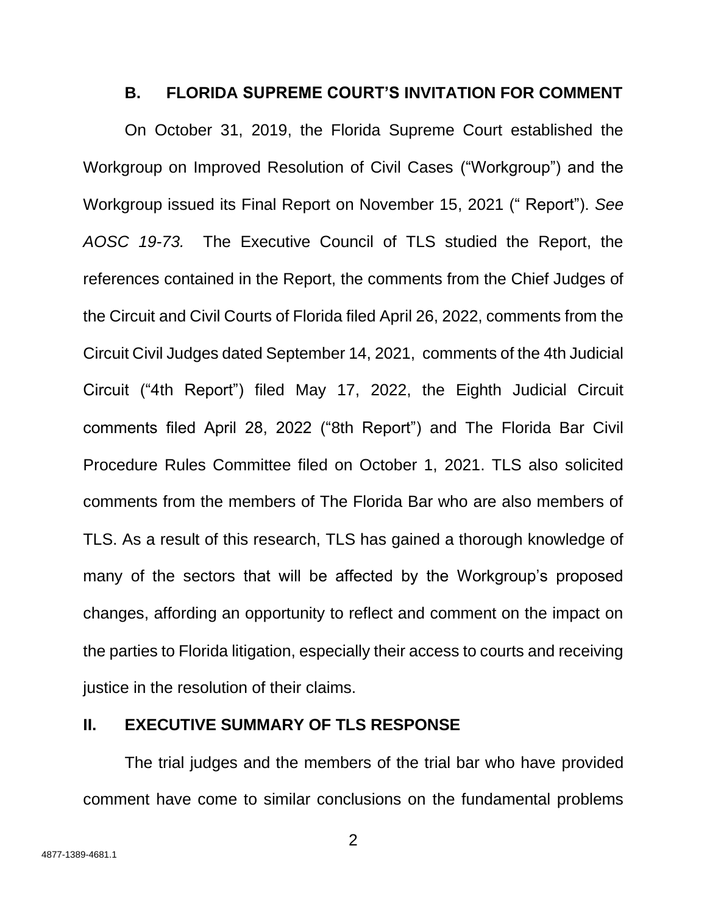### B. FLORIDA SUPREME COURT'S INVITATION FOR COMMENT

On October 31, 2019, the Florida Supreme Court established the Workgroup on Improved Resolution of Civil Cases ("Workgroup") and the Workgroup issued its Final Report on November 15, 2021 (" Report"). *See AOSC 19-73.* The Executive Council of TLS studied the Report, the references contained in the Report, the comments from the Chief Judges of the Circuit and Civil Courts of Florida filed April 26, 2022, comments from the Circuit Civil Judges dated September 14, 2021, comments of the 4th Judicial Circuit ("4th Report") filed May 17, 2022, the Eighth Judicial Circuit comments filed April 28, 2022 ("8th Report") and The Florida Bar Civil Procedure Rules Committee filed on October 1, 2021. TLS also solicited comments from the members of The Florida Bar who are also members of TLS. As a result of this research, TLS has gained a thorough knowledge of many of the sectors that will be affected by the Workgroup's proposed changes, affording an opportunity to reflect and comment on the impact on the parties to Florida litigation, especially their access to courts and receiving justice in the resolution of their claims.

## II. EXECUTIVE SUMMARY OF TLS RESPONSE

The trial judges and the members of the trial bar who have provided comment have come to similar conclusions on the fundamental problems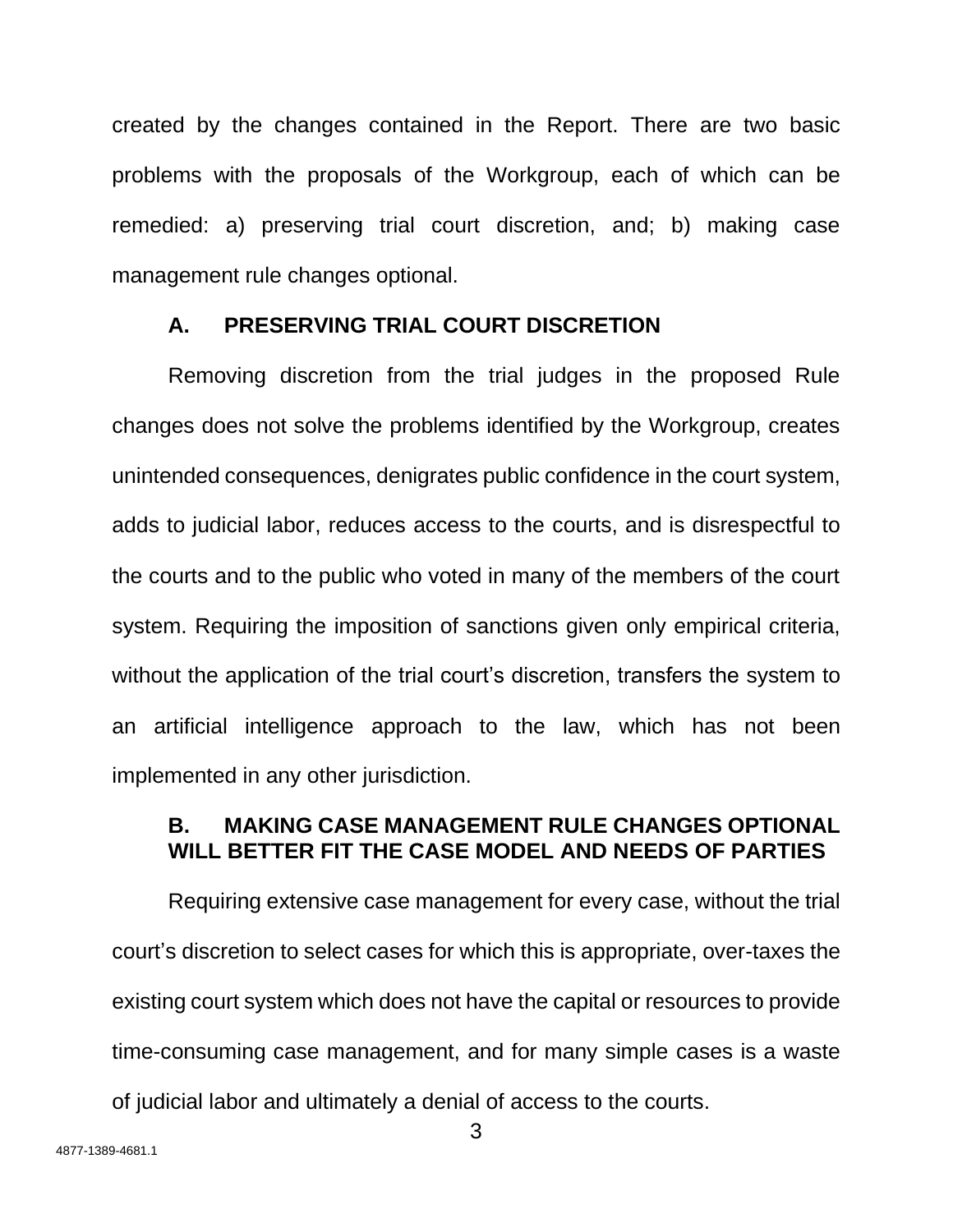created by the changes contained in the Report. There are two basic problems with the proposals of the Workgroup, each of which can be remedied: a) preserving trial court discretion, and; b) making case management rule changes optional.

### A. PRESERVING TRIAL COURT DISCRETION

Removing discretion from the trial judges in the proposed Rule changes does not solve the problems identified by the Workgroup, creates unintended consequences, denigrates public confidence in the court system, adds to judicial labor, reduces access to the courts, and is disrespectful to the courts and to the public who voted in many of the members of the court system. Requiring the imposition of sanctions given only empirical criteria, without the application of the trial court's discretion, transfers the system to an artificial intelligence approach to the law, which has not been implemented in any other jurisdiction.

### B. MAKING CASE MANAGEMENT RULE CHANGES OPTIONAL WILL BETTER FIT THE CASE MODEL AND NEEDS OF PARTIES

Requiring extensive case management for every case, without the trial court's discretion to select cases for which this is appropriate, over-taxes the existing court system which does not have the capital or resources to provide time-consuming case management, and for many simple cases is a waste of judicial labor and ultimately a denial of access to the courts.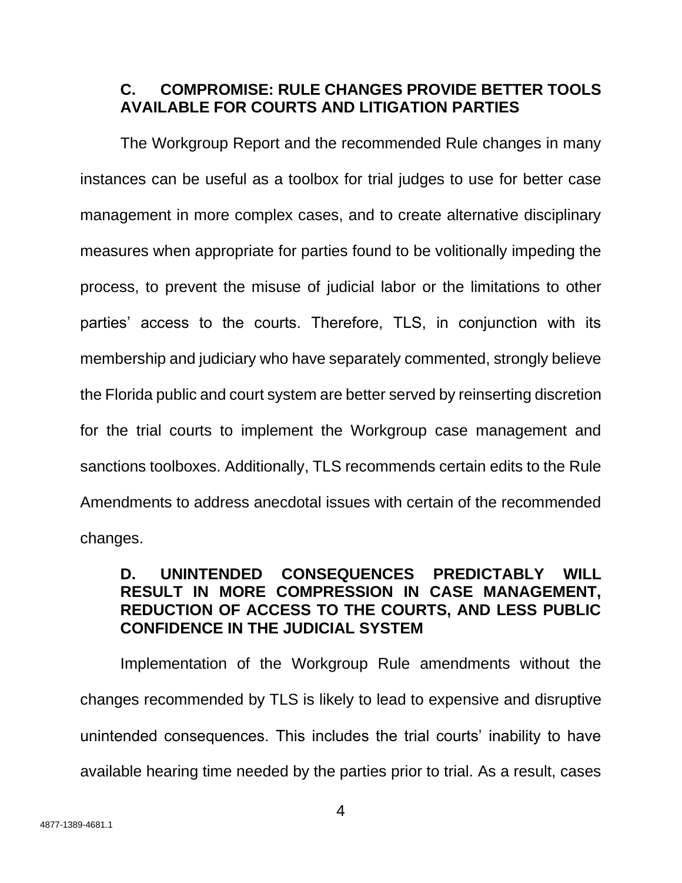### C. COMPROMISE: RULE CHANGES PROVIDE BETTER TOOLS AVAILABLE FOR COURTS AND LITIGATION PARTIES

The Workgroup Report and the recommended Rule changes in many instances can be useful as a toolbox for trial judges to use for better case management in more complex cases, and to create alternative disciplinary measures when appropriate for parties found to be volitionally impeding the process, to prevent the misuse of judicial labor or the limitations to other parties' access to the courts. Therefore, TLS, in conjunction with its membership and judiciary who have separately commented, strongly believe the Florida public and court system are better served by reinserting discretion for the trial courts to implement the Workgroup case management and sanctions toolboxes. Additionally, TLS recommends certain edits to the Rule Amendments to address anecdotal issues with certain of the recommended changes.

### D. UNINTENDED CONSEQUENCES PREDICTABLY WILL RESULT IN MORE COMPRESSION IN CASE MANAGEMENT, REDUCTION OF ACCESS TO THE COURTS, AND LESS PUBLIC CONFIDENCE IN THE JUDICIAL SYSTEM

Implementation of the Workgroup Rule amendments without the changes recommended by TLS is likely to lead to expensive and disruptive unintended consequences. This includes the trial courts' inability to have available hearing time needed by the parties prior to trial. As a result, cases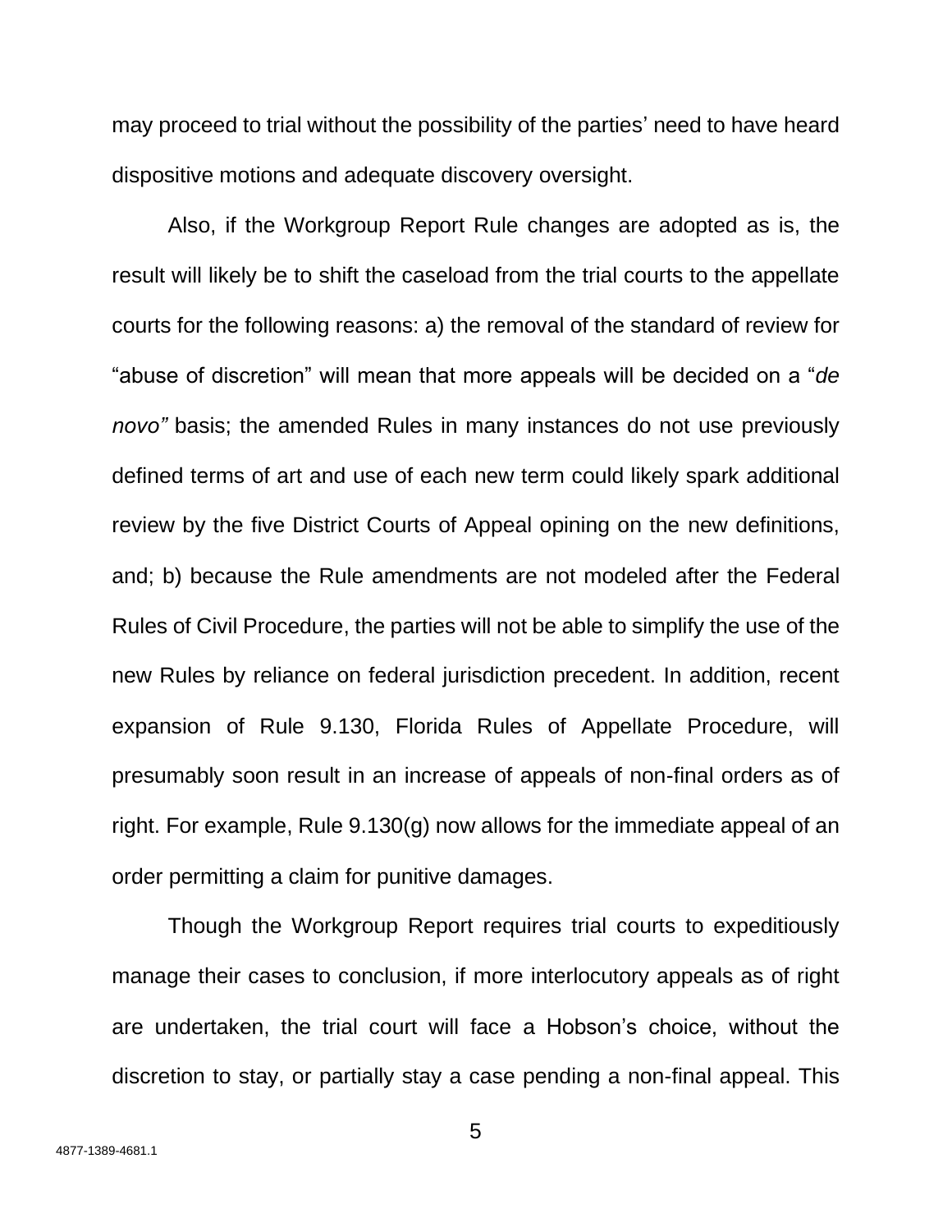may proceed to trial without the possibility of the parties' need to have heard dispositive motions and adequate discovery oversight.

Also, if the Workgroup Report Rule changes are adopted as is, the result will likely be to shift the caseload from the trial courts to the appellate courts for the following reasons: a) the removal of the standard of review for "abuse of discretion" will mean that more appeals will be decided on a "*de novo"* basis; the amended Rules in many instances do not use previously defined terms of art and use of each new term could likely spark additional review by the five District Courts of Appeal opining on the new definitions, and; b) because the Rule amendments are not modeled after the Federal Rules of Civil Procedure, the parties will not be able to simplify the use of the new Rules by reliance on federal jurisdiction precedent. In addition, recent expansion of Rule 9.130, Florida Rules of Appellate Procedure, will presumably soon result in an increase of appeals of non-final orders as of right. For example, Rule 9.130(g) now allows for the immediate appeal of an order permitting a claim for punitive damages.

Though the Workgroup Report requires trial courts to expeditiously manage their cases to conclusion, if more interlocutory appeals as of right are undertaken, the trial court will face a Hobson's choice, without the discretion to stay, or partially stay a case pending a non-final appeal. This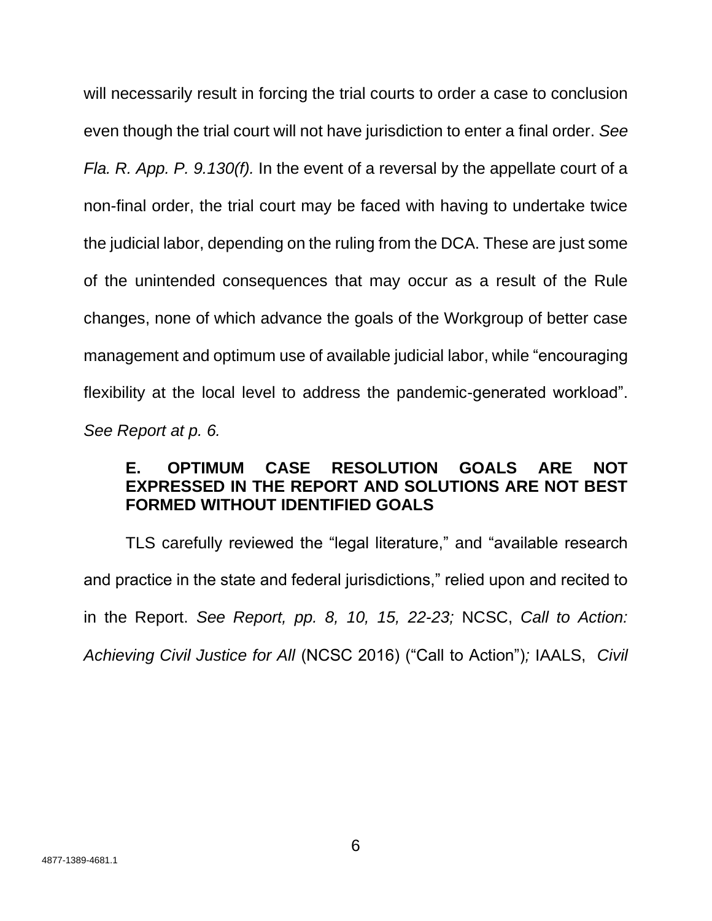will necessarily result in forcing the trial courts to order a case to conclusion even though the trial court will not have jurisdiction to enter a final order. *See Fla. R. App. P. 9.130(f).* In the event of a reversal by the appellate court of a non-final order, the trial court may be faced with having to undertake twice the judicial labor, depending on the ruling from the DCA. These are just some of the unintended consequences that may occur as a result of the Rule changes, none of which advance the goals of the Workgroup of better case management and optimum use of available judicial labor, while "encouraging flexibility at the local level to address the pandemic-generated workload". *See Report at p. 6.*

### E. OPTIMUM CASE RESOLUTION GOALS ARE NOT EXPRESSED IN THE REPORT AND SOLUTIONS ARE NOT BEST FORMED WITHOUT IDENTIFIED GOALS

TLS carefully reviewed the "legal literature," and "available research and practice in the state and federal jurisdictions," relied upon and recited to in the Report. *See Report, pp. 8, 10, 15, 22-23;* NCSC, *Call to Action: Achieving Civil Justice for All* (NCSC 2016) ("Call to Action")*;* IAALS, *Civil*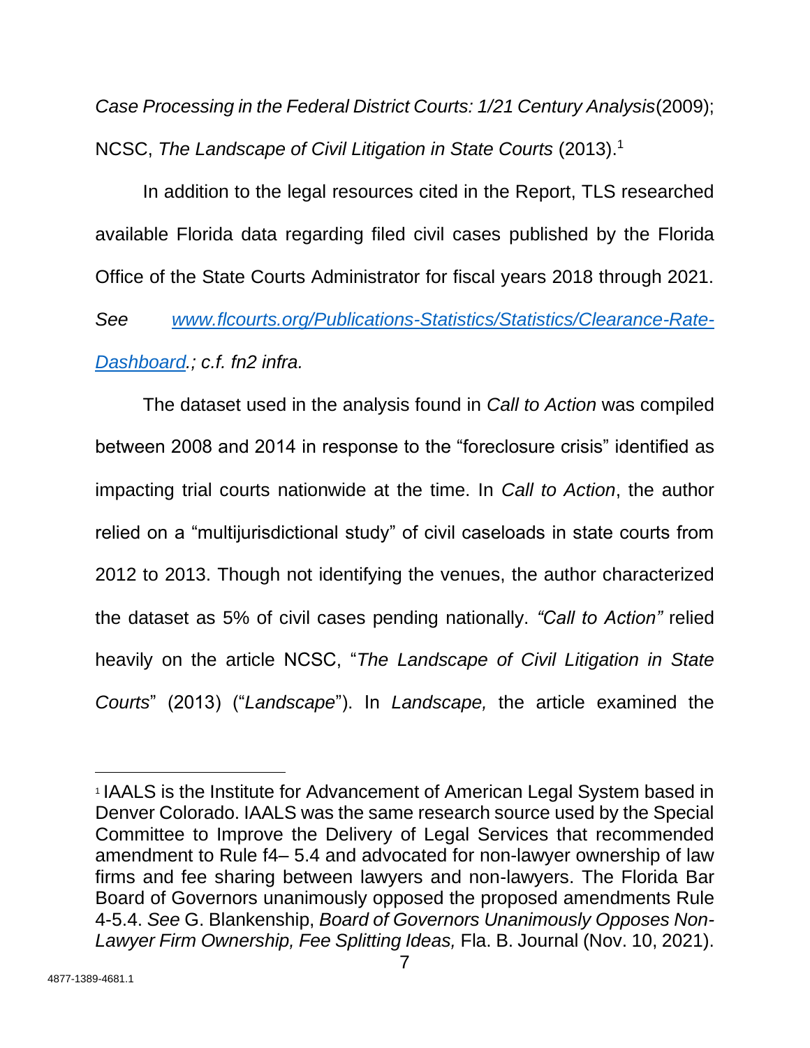*Case Processing in the Federal District Courts: 1/21 Century Analysis*(2009); NCSC, *The Landscape of Civil Litigation in State Courts* (2013).[1]

In addition to the legal resources cited in the Report, TLS researched available Florida data regarding filed civil cases published by the Florida Office of the State Courts Administrator for fiscal years 2018 through 2021. *See* [www.flcourts.org/Publications-Statistics/Statistics/Clearance-Rate-Dashboard](www.flcourts.org/Publications-Statistics/Statistics/Clearance-Rate-Dashboard)*.; c.f. fn2 infra.*

The dataset used in the analysis found in *Call to Action* was compiled between 2008 and 2014 in response to the "foreclosure crisis" identified as impacting trial courts nationwide at the time. In *Call to Action*, the author relied on a "multijurisdictional study" of civil caseloads in state courts from 2012 to 2013. Though not identifying the venues, the author characterized the dataset as 5% of civil cases pending nationally. *"Call to Action"* relied heavily on the article NCSC, "*The Landscape of Civil Litigation in State Courts*" (2013) ("*Landscape*"). In *Landscape,* the article examined the

---

[1] IAALS is the Institute for Advancement of American Legal System based in Denver Colorado. IAALS was the same research source used by the Special Committee to Improve the Delivery of Legal Services that recommended amendment to Rule f4– 5.4 and advocated for non-lawyer ownership of law firms and fee sharing between lawyers and non-lawyers. The Florida Bar Board of Governors unanimously opposed the proposed amendments Rule 4-5.4. *See* G. Blankenship, *Board of Governors Unanimously Opposes Non-Lawyer Firm Ownership, Fee Splitting Ideas,* Fla. B. Journal (Nov. 10, 2021).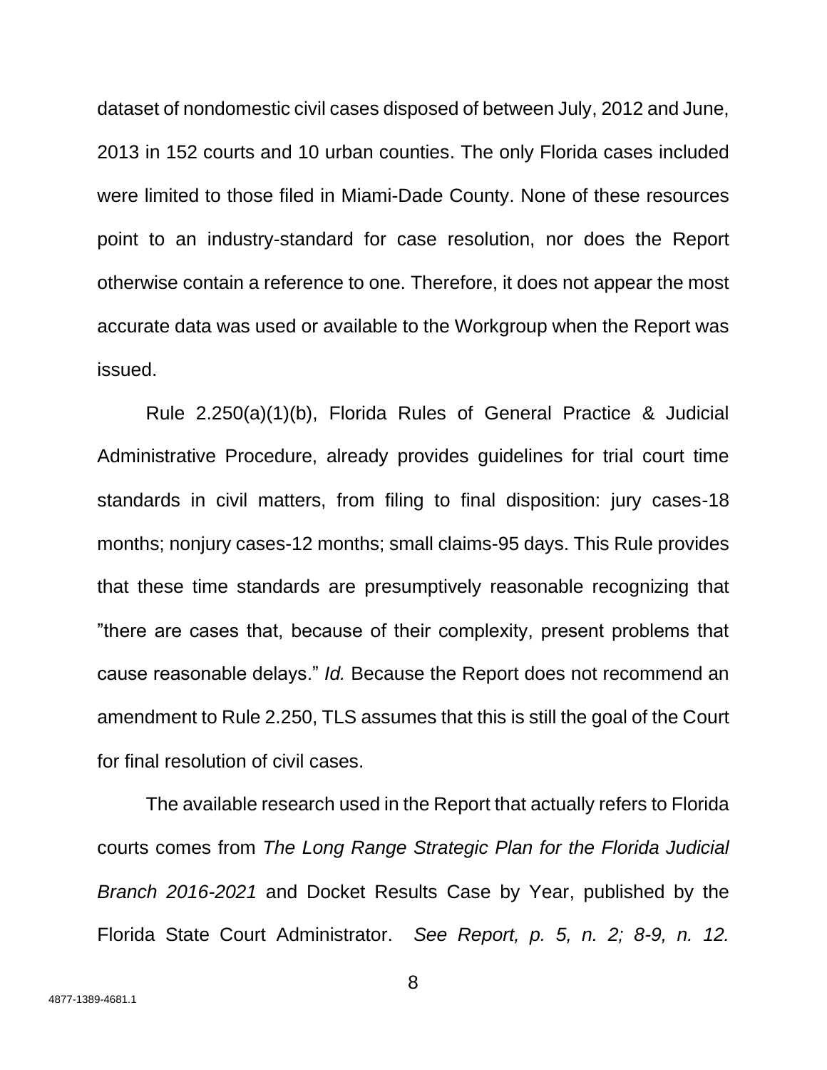dataset of nondomestic civil cases disposed of between July, 2012 and June, 2013 in 152 courts and 10 urban counties. The only Florida cases included were limited to those filed in Miami-Dade County. None of these resources point to an industry-standard for case resolution, nor does the Report otherwise contain a reference to one. Therefore, it does not appear the most accurate data was used or available to the Workgroup when the Report was issued.

Rule 2.250(a)(1)(b), Florida Rules of General Practice & Judicial Administrative Procedure, already provides guidelines for trial court time standards in civil matters, from filing to final disposition: jury cases-18 months; nonjury cases-12 months; small claims-95 days. This Rule provides that these time standards are presumptively reasonable recognizing that "there are cases that, because of their complexity, present problems that cause reasonable delays." *Id.* Because the Report does not recommend an amendment to Rule 2.250, TLS assumes that this is still the goal of the Court for final resolution of civil cases.

The available research used in the Report that actually refers to Florida courts comes from *The Long Range Strategic Plan for the Florida Judicial Branch 2016-2021* and Docket Results Case by Year, published by the Florida State Court Administrator. *See Report, p. 5, n. 2; 8-9, n. 12.*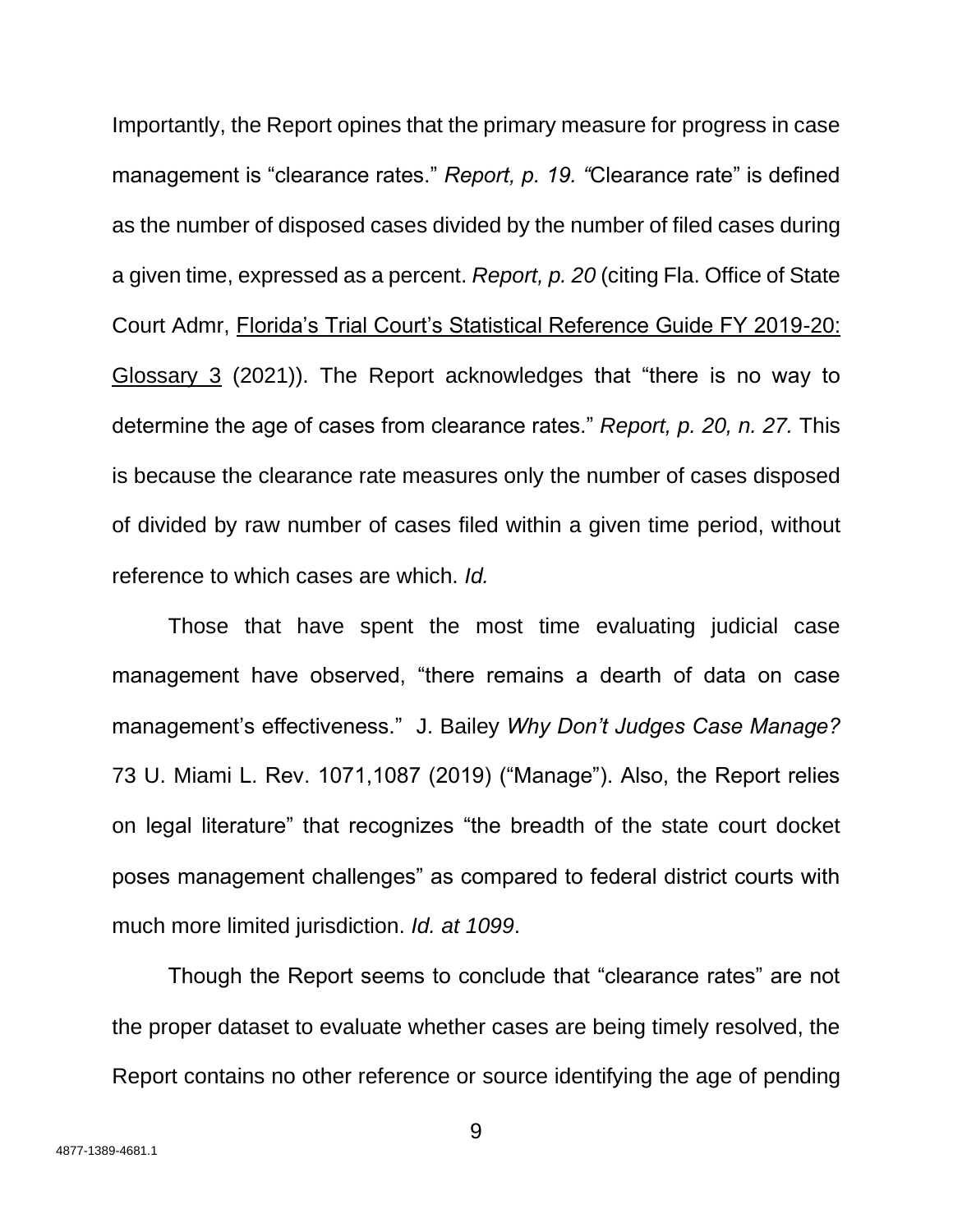Importantly, the Report opines that the primary measure for progress in case management is "clearance rates." *Report, p. 19. "*Clearance rate" is defined as the number of disposed cases divided by the number of filed cases during a given time, expressed as a percent. *Report, p. 20* (citing Fla. Office of State Court Admr, <u>Florida's Trial Court's Statistical Reference Guide FY 2019-20: Glossary 3</u> (2021)). The Report acknowledges that "there is no way to determine the age of cases from clearance rates." *Report, p. 20, n. 27.* This is because the clearance rate measures only the number of cases disposed of divided by raw number of cases filed within a given time period, without reference to which cases are which. *Id.*

Those that have spent the most time evaluating judicial case management have observed, "there remains a dearth of data on case management's effectiveness." J. Bailey *Why Don't Judges Case Manage?* 73 U. Miami L. Rev. 1071,1087 (2019) ("Manage"). Also, the Report relies on legal literature" that recognizes "the breadth of the state court docket poses management challenges" as compared to federal district courts with much more limited jurisdiction. *Id. at 1099*.

Though the Report seems to conclude that "clearance rates" are not the proper dataset to evaluate whether cases are being timely resolved, the Report contains no other reference or source identifying the age of pending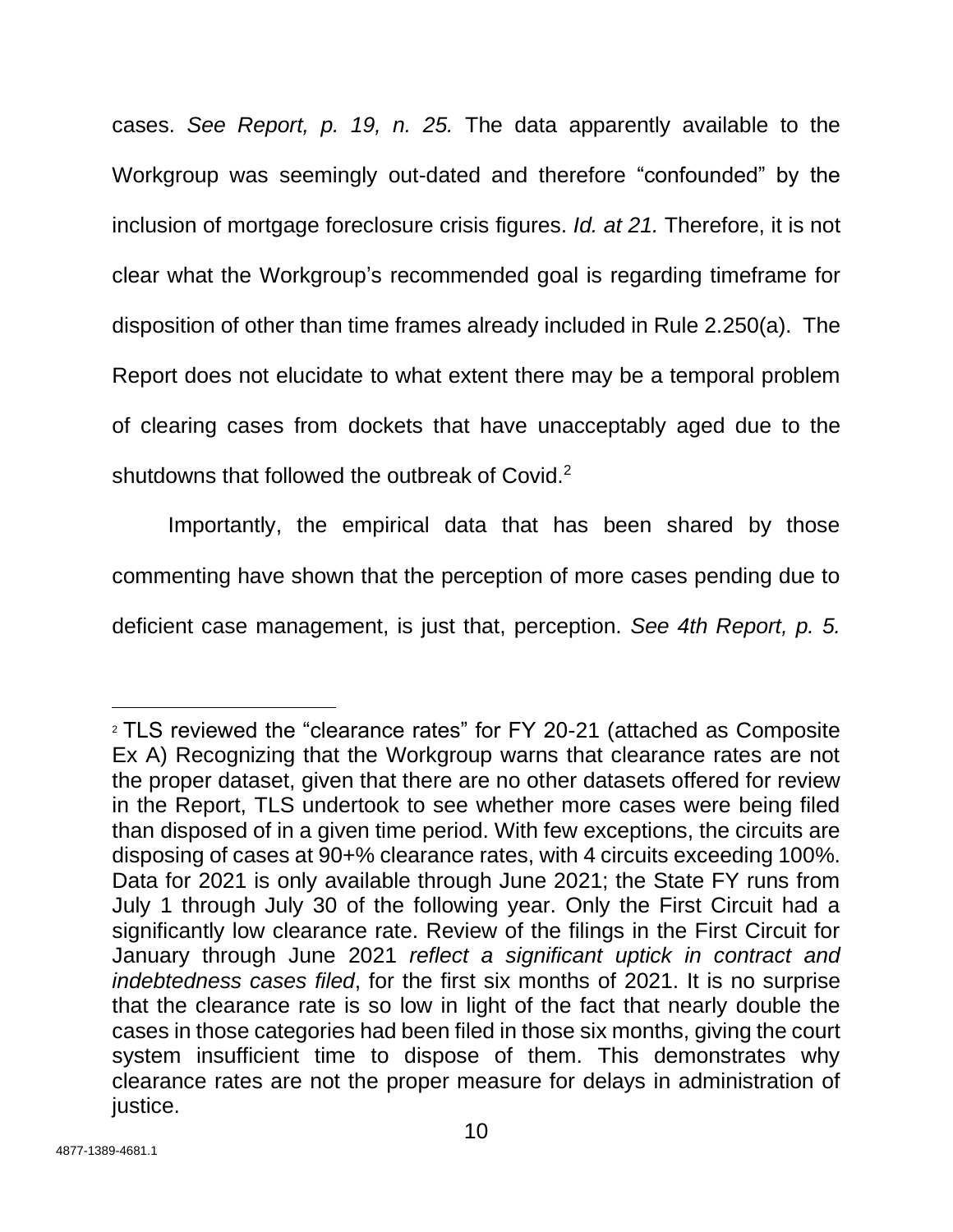cases. *See Report, p. 19, n. 25.* The data apparently available to the Workgroup was seemingly out-dated and therefore "confounded" by the inclusion of mortgage foreclosure crisis figures. *Id. at 21.* Therefore, it is not clear what the Workgroup's recommended goal is regarding timeframe for disposition of other than time frames already included in Rule 2.250(a). The Report does not elucidate to what extent there may be a temporal problem of clearing cases from dockets that have unacceptably aged due to the shutdowns that followed the outbreak of Covid.[2]

Importantly, the empirical data that has been shared by those commenting have shown that the perception of more cases pending due to deficient case management, is just that, perception. *See 4th Report, p. 5.*

---

[2] TLS reviewed the "clearance rates" for FY 20-21 (attached as Composite Ex A) Recognizing that the Workgroup warns that clearance rates are not the proper dataset, given that there are no other datasets offered for review in the Report, TLS undertook to see whether more cases were being filed than disposed of in a given time period. With few exceptions, the circuits are disposing of cases at 90+% clearance rates, with 4 circuits exceeding 100%. Data for 2021 is only available through June 2021; the State FY runs from July 1 through July 30 of the following year. Only the First Circuit had a significantly low clearance rate. Review of the filings in the First Circuit for January through June 2021 *reflect a significant uptick in contract and indebtedness cases filed*, for the first six months of 2021. It is no surprise that the clearance rate is so low in light of the fact that nearly double the cases in those categories had been filed in those six months, giving the court system insufficient time to dispose of them. This demonstrates why clearance rates are not the proper measure for delays in administration of justice.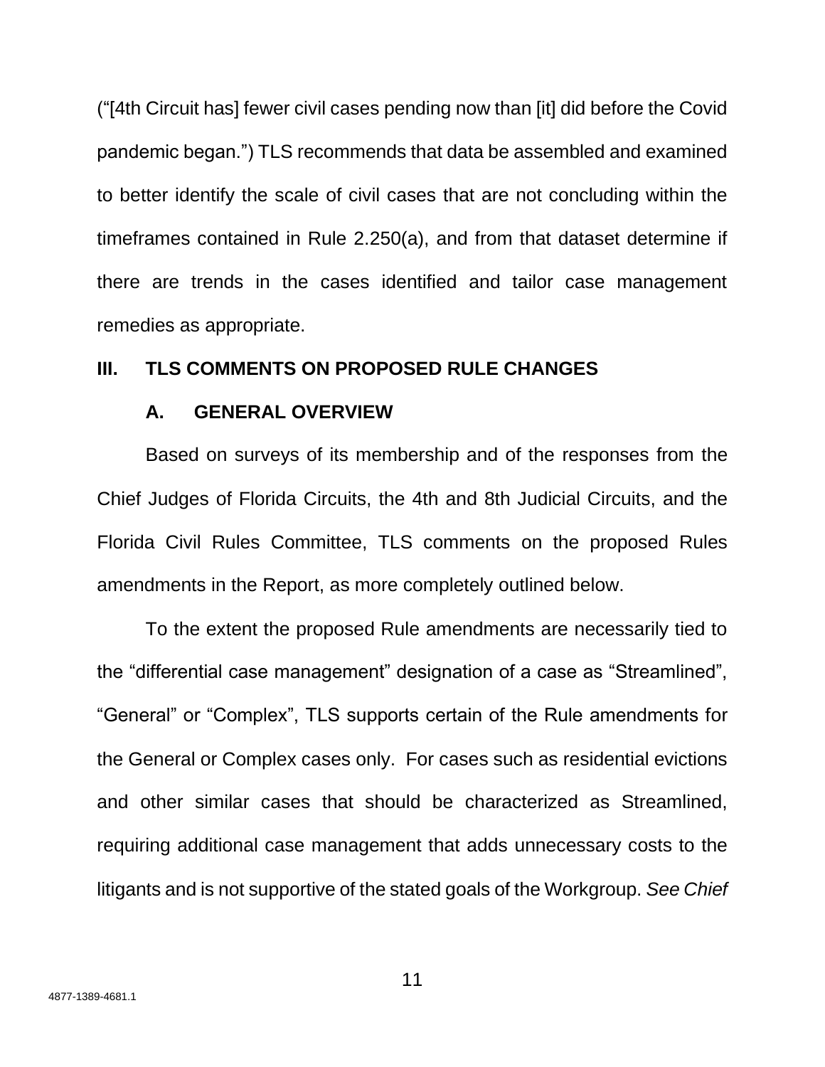("[4th Circuit has] fewer civil cases pending now than [it] did before the Covid pandemic began.") TLS recommends that data be assembled and examined to better identify the scale of civil cases that are not concluding within the timeframes contained in Rule 2.250(a), and from that dataset determine if there are trends in the cases identified and tailor case management remedies as appropriate.

## III. TLS COMMENTS ON PROPOSED RULE CHANGES

### A. GENERAL OVERVIEW

Based on surveys of its membership and of the responses from the Chief Judges of Florida Circuits, the 4th and 8th Judicial Circuits, and the Florida Civil Rules Committee, TLS comments on the proposed Rules amendments in the Report, as more completely outlined below.

To the extent the proposed Rule amendments are necessarily tied to the "differential case management" designation of a case as "Streamlined", "General" or "Complex", TLS supports certain of the Rule amendments for the General or Complex cases only. For cases such as residential evictions and other similar cases that should be characterized as Streamlined, requiring additional case management that adds unnecessary costs to the litigants and is not supportive of the stated goals of the Workgroup. *See Chief*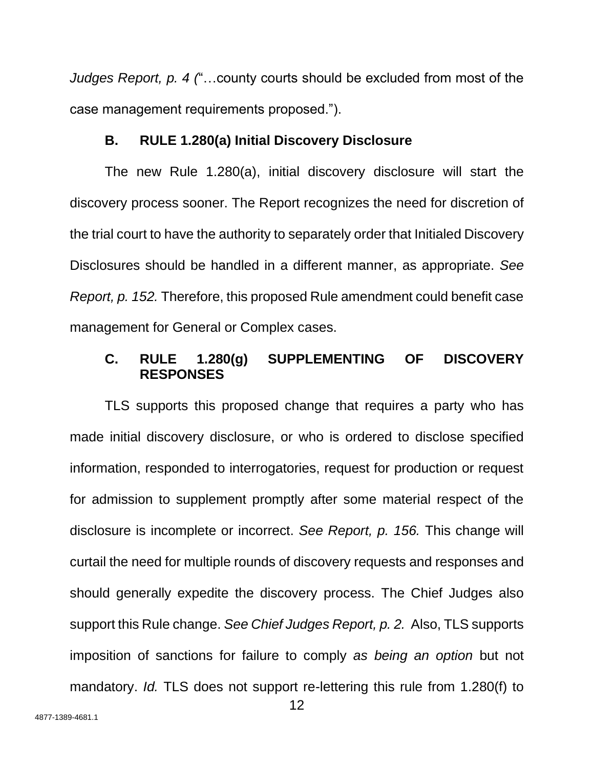*Judges Report, p. 4 (*"…county courts should be excluded from most of the case management requirements proposed.").

### B. RULE 1.280(a) Initial Discovery Disclosure

The new Rule 1.280(a), initial discovery disclosure will start the discovery process sooner. The Report recognizes the need for discretion of the trial court to have the authority to separately order that Initialed Discovery Disclosures should be handled in a different manner, as appropriate. *See Report, p. 152.* Therefore, this proposed Rule amendment could benefit case management for General or Complex cases.

### C. RULE 1.280(g) SUPPLEMENTING OF DISCOVERY RESPONSES

TLS supports this proposed change that requires a party who has made initial discovery disclosure, or who is ordered to disclose specified information, responded to interrogatories, request for production or request for admission to supplement promptly after some material respect of the disclosure is incomplete or incorrect. *See Report, p. 156.* This change will curtail the need for multiple rounds of discovery requests and responses and should generally expedite the discovery process. The Chief Judges also support this Rule change. *See Chief Judges Report, p. 2.* Also, TLS supports imposition of sanctions for failure to comply *as being an option* but not mandatory. *Id.* TLS does not support re-lettering this rule from 1.280(f) to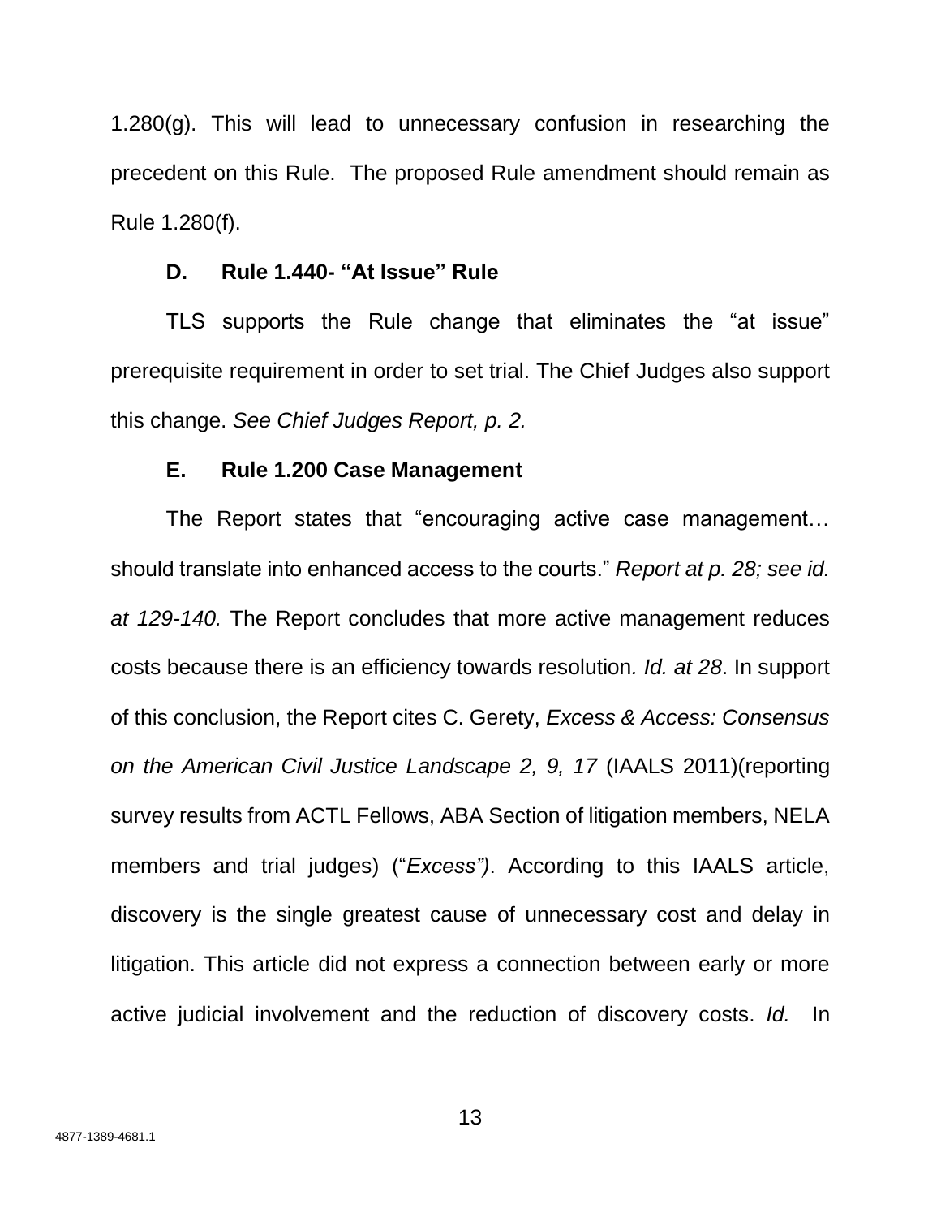1.280(g). This will lead to unnecessary confusion in researching the precedent on this Rule. The proposed Rule amendment should remain as Rule 1.280(f).

### D. Rule 1.440- "At Issue" Rule

TLS supports the Rule change that eliminates the "at issue" prerequisite requirement in order to set trial. The Chief Judges also support this change. *See Chief Judges Report, p. 2.*

### E. Rule 1.200 Case Management

The Report states that "encouraging active case management… should translate into enhanced access to the courts." *Report at p. 28; see id. at 129-140.* The Report concludes that more active management reduces costs because there is an efficiency towards resolution*. Id. at 28*. In support of this conclusion, the Report cites C. Gerety, *Excess & Access: Consensus on the American Civil Justice Landscape 2, 9, 17* (IAALS 2011)(reporting survey results from ACTL Fellows, ABA Section of litigation members, NELA members and trial judges) ("*Excess")*. According to this IAALS article, discovery is the single greatest cause of unnecessary cost and delay in litigation. This article did not express a connection between early or more active judicial involvement and the reduction of discovery costs. *Id.* In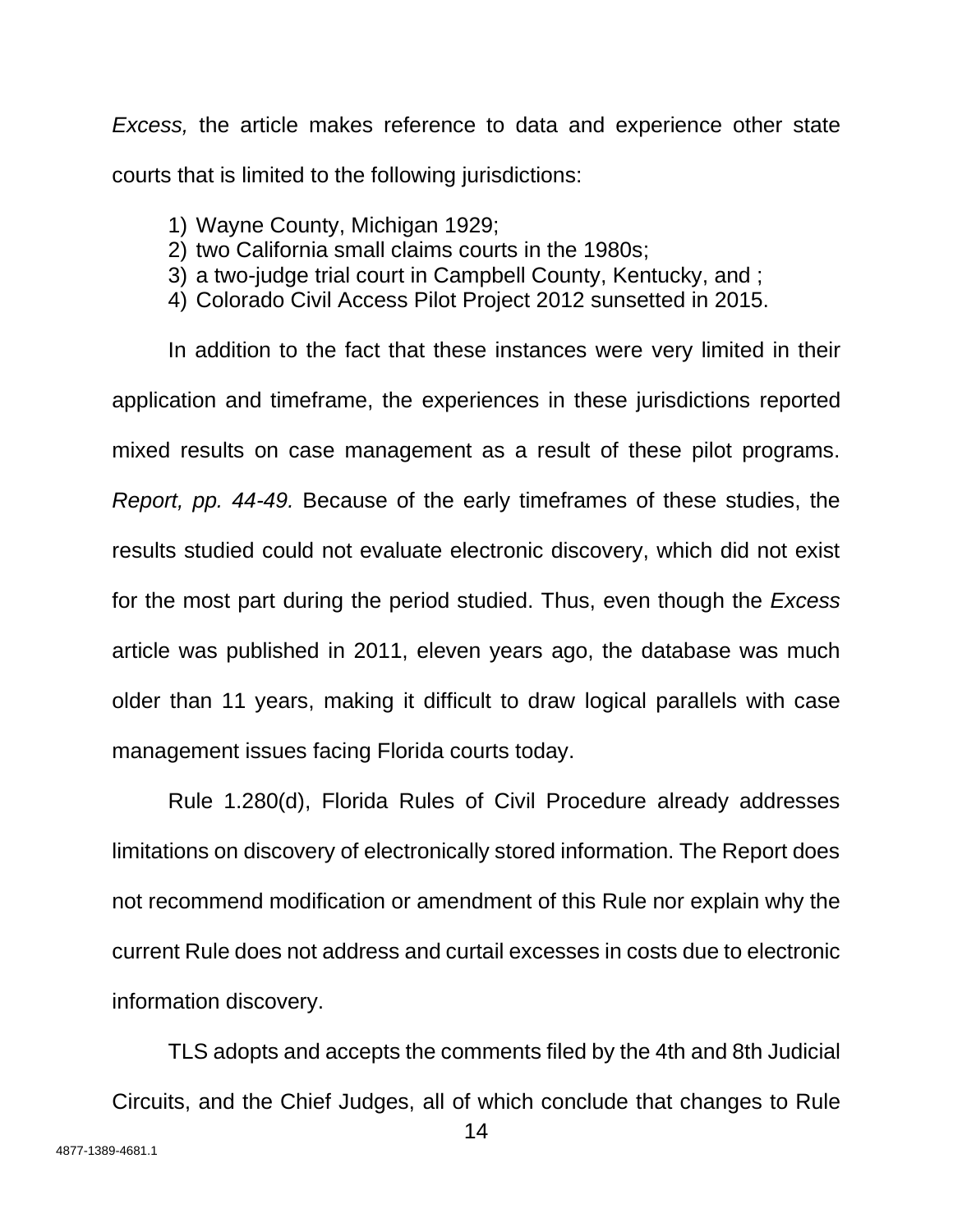*Excess,* the article makes reference to data and experience other state courts that is limited to the following jurisdictions:

1) Wayne County, Michigan 1929;
2) two California small claims courts in the 1980s;
3) a two-judge trial court in Campbell County, Kentucky, and ;
4) Colorado Civil Access Pilot Project 2012 sunsetted in 2015.

In addition to the fact that these instances were very limited in their application and timeframe, the experiences in these jurisdictions reported mixed results on case management as a result of these pilot programs. *Report, pp. 44-49.* Because of the early timeframes of these studies, the results studied could not evaluate electronic discovery, which did not exist for the most part during the period studied. Thus, even though the *Excess* article was published in 2011, eleven years ago, the database was much older than 11 years, making it difficult to draw logical parallels with case management issues facing Florida courts today.

Rule 1.280(d), Florida Rules of Civil Procedure already addresses limitations on discovery of electronically stored information. The Report does not recommend modification or amendment of this Rule nor explain why the current Rule does not address and curtail excesses in costs due to electronic information discovery.

TLS adopts and accepts the comments filed by the 4th and 8th Judicial Circuits, and the Chief Judges, all of which conclude that changes to Rule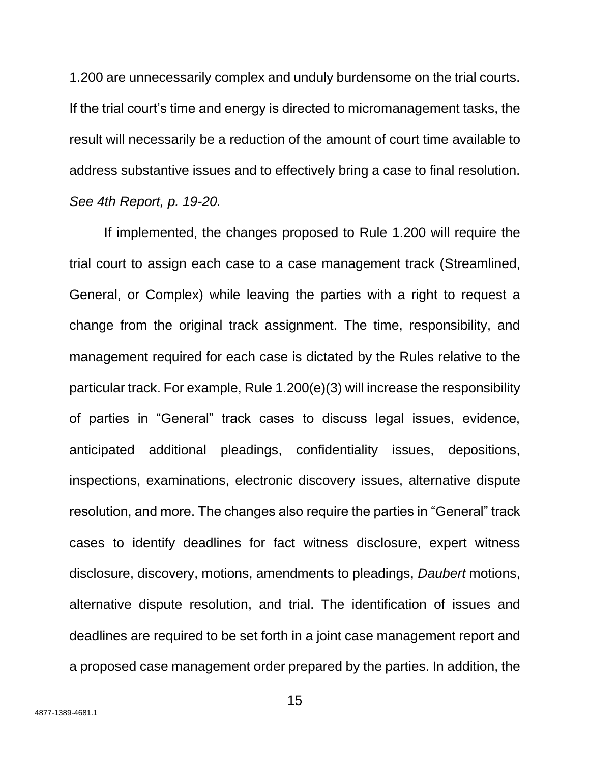1.200 are unnecessarily complex and unduly burdensome on the trial courts. If the trial court's time and energy is directed to micromanagement tasks, the result will necessarily be a reduction of the amount of court time available to address substantive issues and to effectively bring a case to final resolution. *See 4th Report, p. 19-20.*

If implemented, the changes proposed to Rule 1.200 will require the trial court to assign each case to a case management track (Streamlined, General, or Complex) while leaving the parties with a right to request a change from the original track assignment. The time, responsibility, and management required for each case is dictated by the Rules relative to the particular track. For example, Rule 1.200(e)(3) will increase the responsibility of parties in "General" track cases to discuss legal issues, evidence, anticipated additional pleadings, confidentiality issues, depositions, inspections, examinations, electronic discovery issues, alternative dispute resolution, and more. The changes also require the parties in "General" track cases to identify deadlines for fact witness disclosure, expert witness disclosure, discovery, motions, amendments to pleadings, *Daubert* motions, alternative dispute resolution, and trial. The identification of issues and deadlines are required to be set forth in a joint case management report and a proposed case management order prepared by the parties. In addition, the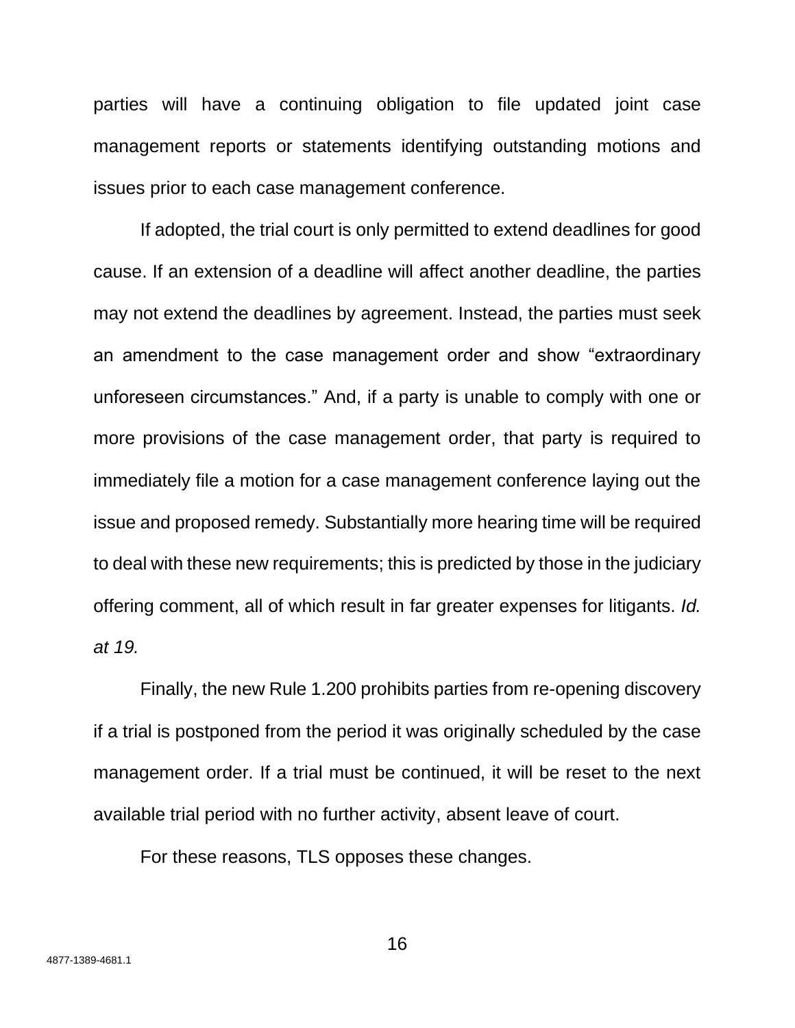parties will have a continuing obligation to file updated joint case management reports or statements identifying outstanding motions and issues prior to each case management conference.

If adopted, the trial court is only permitted to extend deadlines for good cause. If an extension of a deadline will affect another deadline, the parties may not extend the deadlines by agreement. Instead, the parties must seek an amendment to the case management order and show "extraordinary unforeseen circumstances." And, if a party is unable to comply with one or more provisions of the case management order, that party is required to immediately file a motion for a case management conference laying out the issue and proposed remedy. Substantially more hearing time will be required to deal with these new requirements; this is predicted by those in the judiciary offering comment, all of which result in far greater expenses for litigants. *Id. at 19.*

Finally, the new Rule 1.200 prohibits parties from re-opening discovery if a trial is postponed from the period it was originally scheduled by the case management order. If a trial must be continued, it will be reset to the next available trial period with no further activity, absent leave of court.

For these reasons, TLS opposes these changes.

4877-1389-4681.1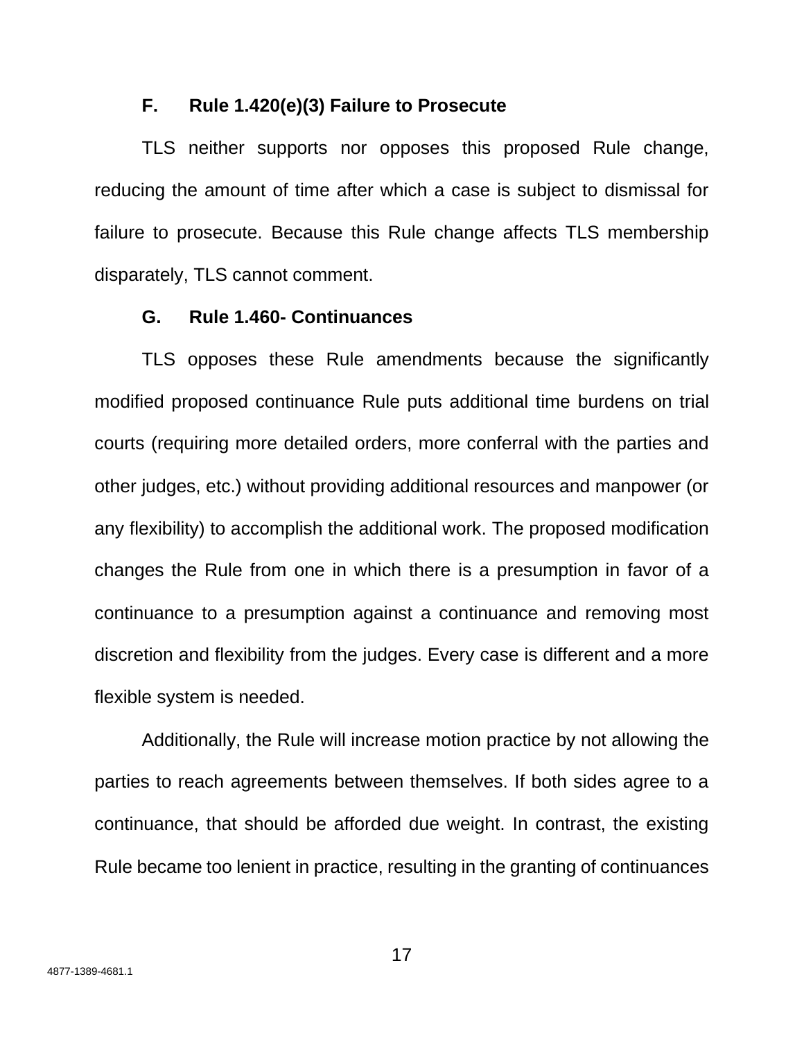### F. Rule 1.420(e)(3) Failure to Prosecute

TLS neither supports nor opposes this proposed Rule change, reducing the amount of time after which a case is subject to dismissal for failure to prosecute. Because this Rule change affects TLS membership disparately, TLS cannot comment.

### G. Rule 1.460- Continuances

TLS opposes these Rule amendments because the significantly modified proposed continuance Rule puts additional time burdens on trial courts (requiring more detailed orders, more conferral with the parties and other judges, etc.) without providing additional resources and manpower (or any flexibility) to accomplish the additional work. The proposed modification changes the Rule from one in which there is a presumption in favor of a continuance to a presumption against a continuance and removing most discretion and flexibility from the judges. Every case is different and a more flexible system is needed.

Additionally, the Rule will increase motion practice by not allowing the parties to reach agreements between themselves. If both sides agree to a continuance, that should be afforded due weight. In contrast, the existing Rule became too lenient in practice, resulting in the granting of continuances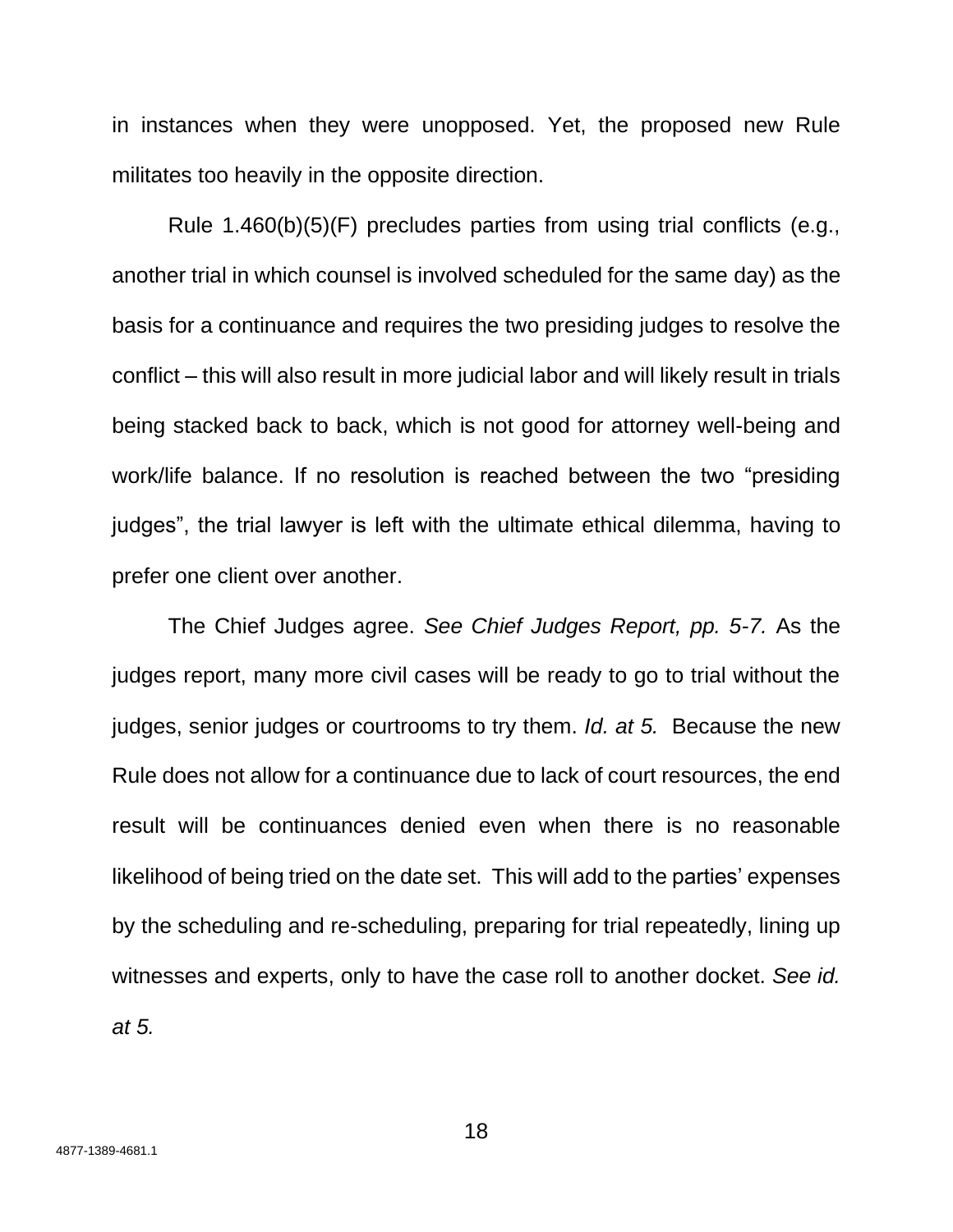in instances when they were unopposed. Yet, the proposed new Rule militates too heavily in the opposite direction.

Rule 1.460(b)(5)(F) precludes parties from using trial conflicts (e.g., another trial in which counsel is involved scheduled for the same day) as the basis for a continuance and requires the two presiding judges to resolve the conflict – this will also result in more judicial labor and will likely result in trials being stacked back to back, which is not good for attorney well-being and work/life balance. If no resolution is reached between the two "presiding judges", the trial lawyer is left with the ultimate ethical dilemma, having to prefer one client over another.

The Chief Judges agree. *See Chief Judges Report, pp. 5-7.* As the judges report, many more civil cases will be ready to go to trial without the judges, senior judges or courtrooms to try them. *Id. at 5.* Because the new Rule does not allow for a continuance due to lack of court resources, the end result will be continuances denied even when there is no reasonable likelihood of being tried on the date set. This will add to the parties' expenses by the scheduling and re-scheduling, preparing for trial repeatedly, lining up witnesses and experts, only to have the case roll to another docket. *See id. at 5.*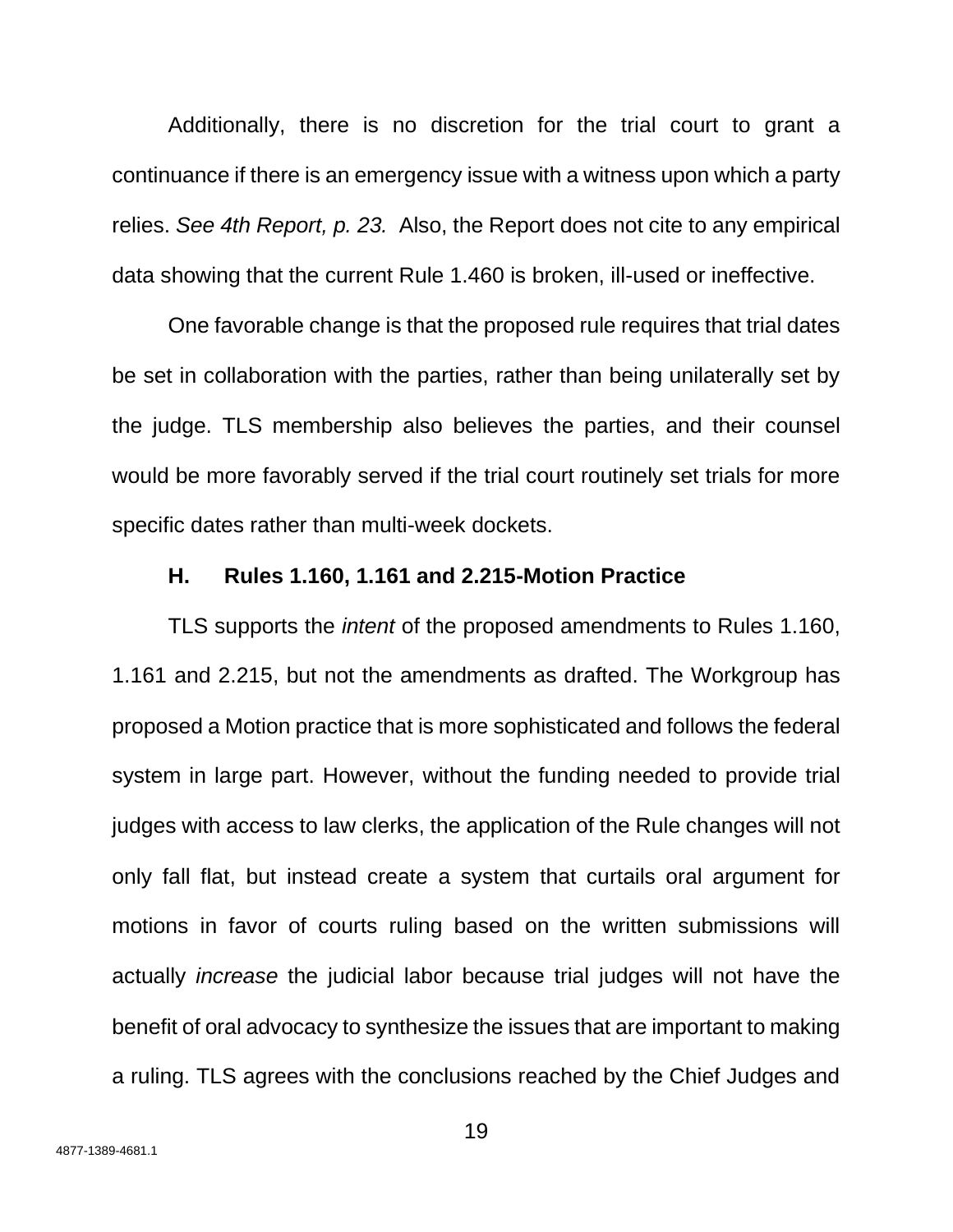Additionally, there is no discretion for the trial court to grant a continuance if there is an emergency issue with a witness upon which a party relies. *See 4th Report, p. 23.* Also, the Report does not cite to any empirical data showing that the current Rule 1.460 is broken, ill-used or ineffective.

One favorable change is that the proposed rule requires that trial dates be set in collaboration with the parties, rather than being unilaterally set by the judge. TLS membership also believes the parties, and their counsel would be more favorably served if the trial court routinely set trials for more specific dates rather than multi-week dockets.

### H. Rules 1.160, 1.161 and 2.215-Motion Practice

TLS supports the *intent* of the proposed amendments to Rules 1.160, 1.161 and 2.215, but not the amendments as drafted. The Workgroup has proposed a Motion practice that is more sophisticated and follows the federal system in large part. However, without the funding needed to provide trial judges with access to law clerks, the application of the Rule changes will not only fall flat, but instead create a system that curtails oral argument for motions in favor of courts ruling based on the written submissions will actually *increase* the judicial labor because trial judges will not have the benefit of oral advocacy to synthesize the issues that are important to making a ruling. TLS agrees with the conclusions reached by the Chief Judges and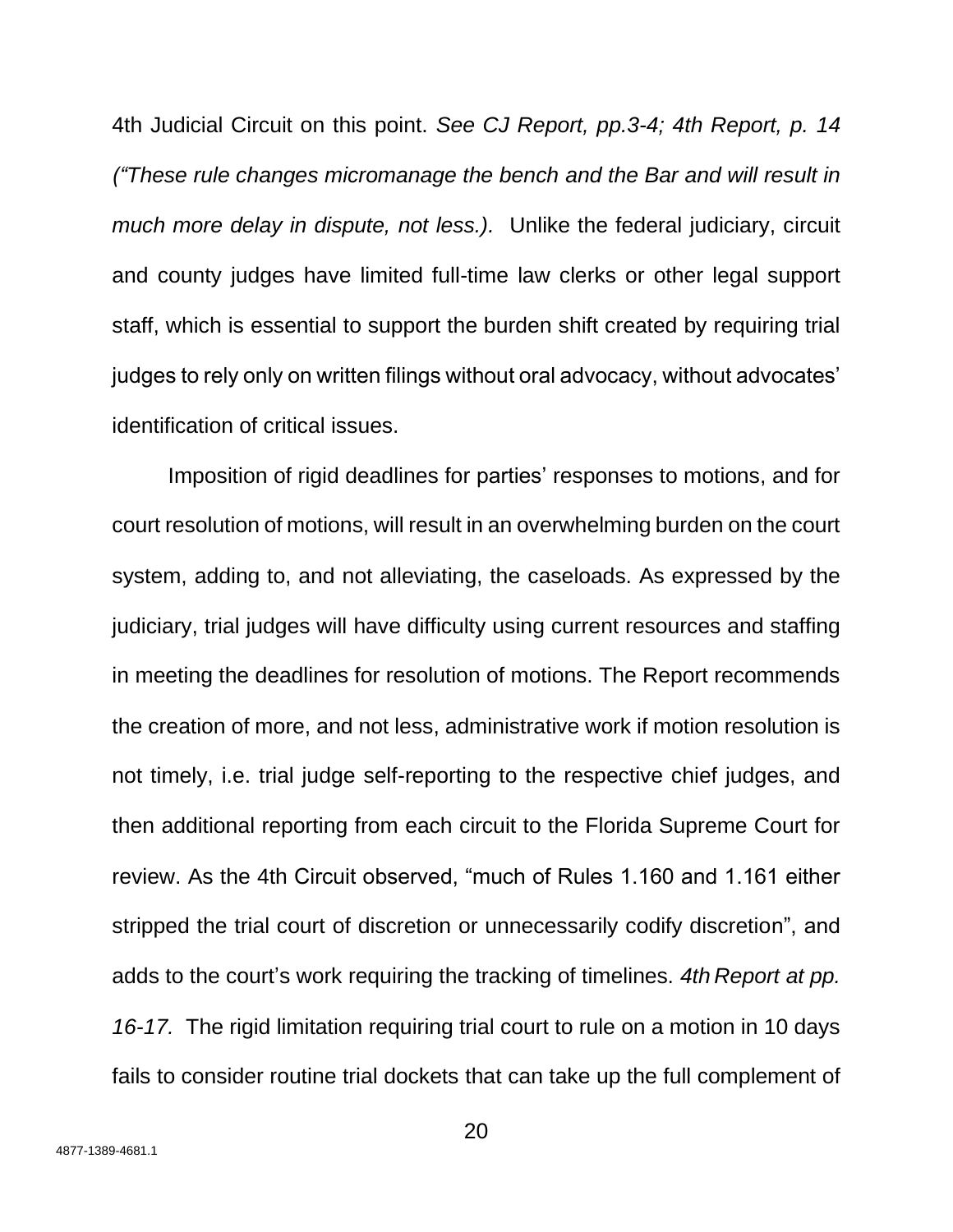4th Judicial Circuit on this point. *See CJ Report, pp.3-4; 4th Report, p. 14 ("These rule changes micromanage the bench and the Bar and will result in much more delay in dispute, not less.).* Unlike the federal judiciary, circuit and county judges have limited full-time law clerks or other legal support staff, which is essential to support the burden shift created by requiring trial judges to rely only on written filings without oral advocacy, without advocates' identification of critical issues.

Imposition of rigid deadlines for parties' responses to motions, and for court resolution of motions, will result in an overwhelming burden on the court system, adding to, and not alleviating, the caseloads. As expressed by the judiciary, trial judges will have difficulty using current resources and staffing in meeting the deadlines for resolution of motions. The Report recommends the creation of more, and not less, administrative work if motion resolution is not timely, i.e. trial judge self-reporting to the respective chief judges, and then additional reporting from each circuit to the Florida Supreme Court for review. As the 4th Circuit observed, "much of Rules 1.160 and 1.161 either stripped the trial court of discretion or unnecessarily codify discretion", and adds to the court's work requiring the tracking of timelines. *4th Report at pp. 16-17.* The rigid limitation requiring trial court to rule on a motion in 10 days fails to consider routine trial dockets that can take up the full complement of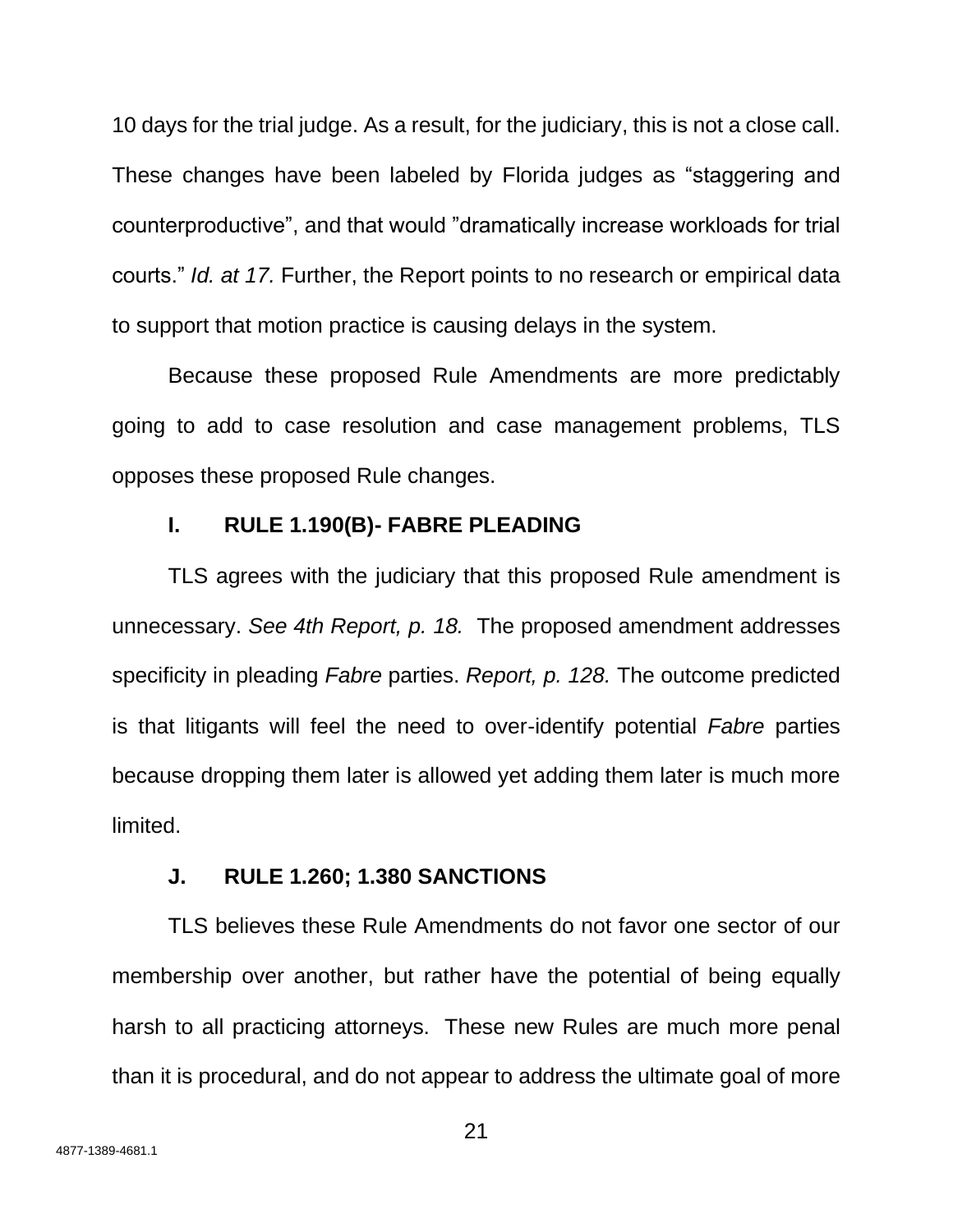10 days for the trial judge. As a result, for the judiciary, this is not a close call. These changes have been labeled by Florida judges as "staggering and counterproductive", and that would "dramatically increase workloads for trial courts." *Id. at 17.* Further, the Report points to no research or empirical data to support that motion practice is causing delays in the system.

Because these proposed Rule Amendments are more predictably going to add to case resolution and case management problems, TLS opposes these proposed Rule changes.

### I. RULE 1.190(B)- FABRE PLEADING

TLS agrees with the judiciary that this proposed Rule amendment is unnecessary. *See 4th Report, p. 18.* The proposed amendment addresses specificity in pleading *Fabre* parties. *Report, p. 128.* The outcome predicted is that litigants will feel the need to over-identify potential *Fabre* parties because dropping them later is allowed yet adding them later is much more limited.

### J. RULE 1.260; 1.380 SANCTIONS

TLS believes these Rule Amendments do not favor one sector of our membership over another, but rather have the potential of being equally harsh to all practicing attorneys. These new Rules are much more penal than it is procedural, and do not appear to address the ultimate goal of more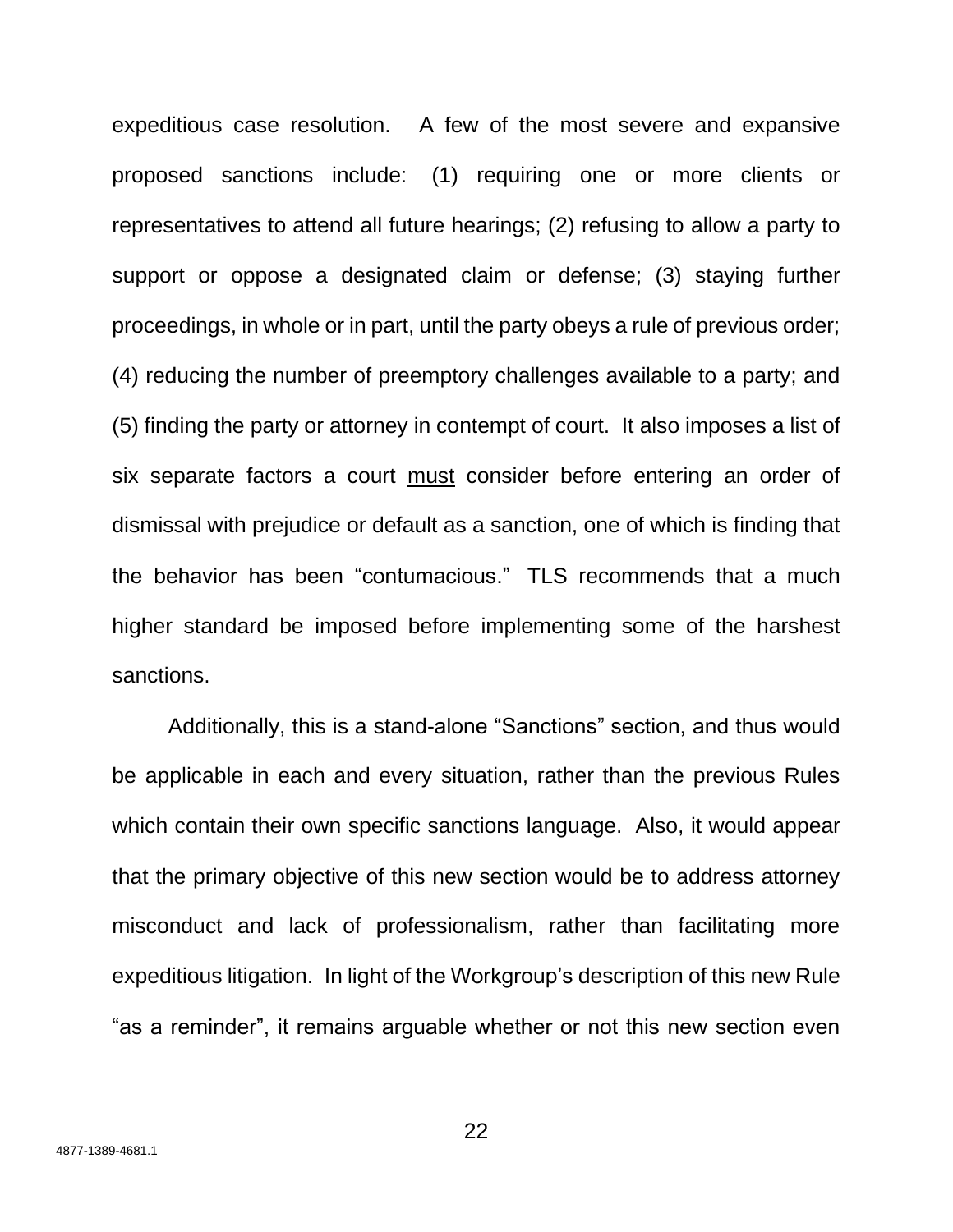expeditious case resolution. A few of the most severe and expansive proposed sanctions include: (1) requiring one or more clients or representatives to attend all future hearings; (2) refusing to allow a party to support or oppose a designated claim or defense; (3) staying further proceedings, in whole or in part, until the party obeys a rule of previous order; (4) reducing the number of preemptory challenges available to a party; and (5) finding the party or attorney in contempt of court. It also imposes a list of six separate factors a court <u>must</u> consider before entering an order of dismissal with prejudice or default as a sanction, one of which is finding that the behavior has been "contumacious." TLS recommends that a much higher standard be imposed before implementing some of the harshest sanctions.

Additionally, this is a stand-alone "Sanctions" section, and thus would be applicable in each and every situation, rather than the previous Rules which contain their own specific sanctions language. Also, it would appear that the primary objective of this new section would be to address attorney misconduct and lack of professionalism, rather than facilitating more expeditious litigation. In light of the Workgroup's description of this new Rule "as a reminder", it remains arguable whether or not this new section even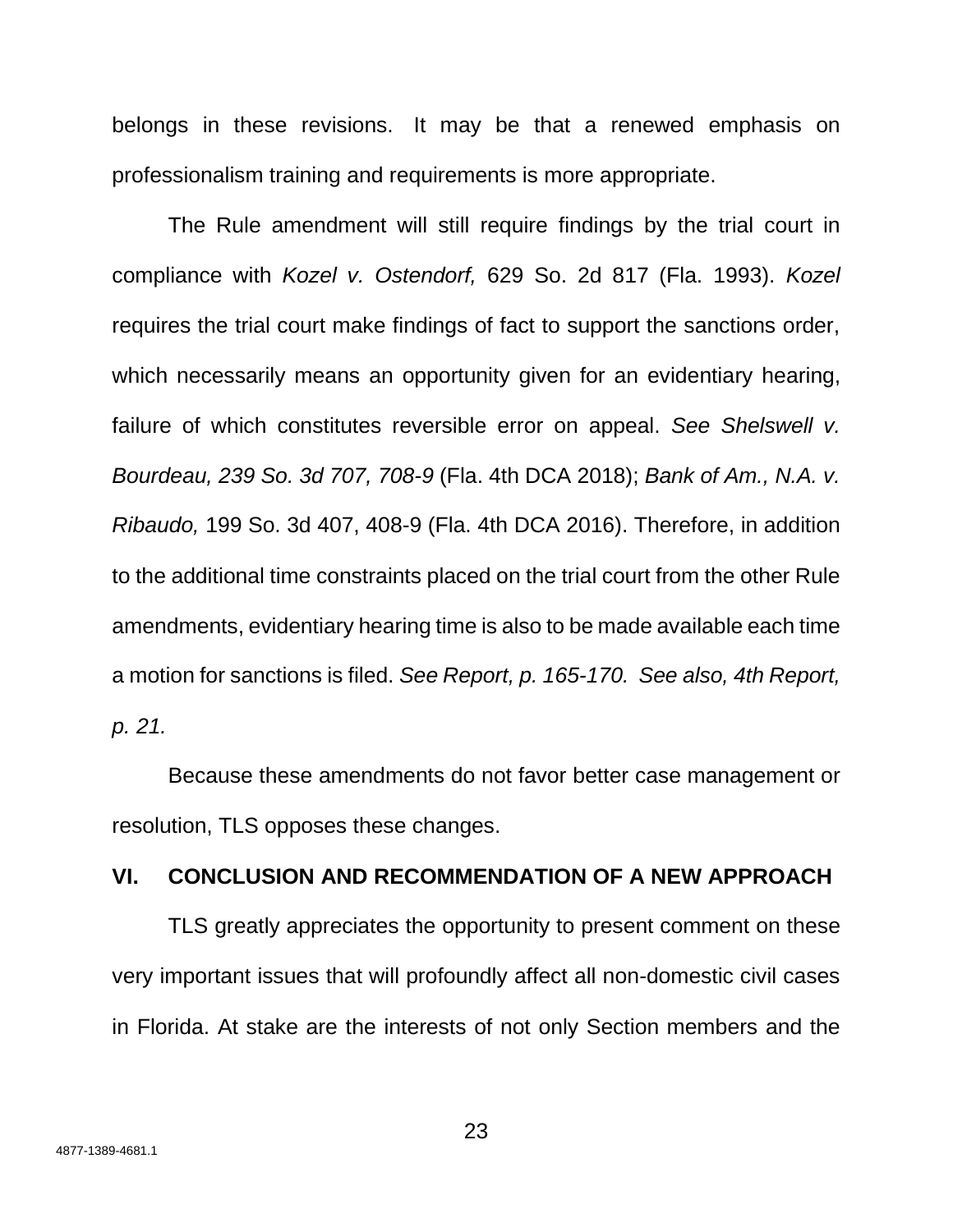belongs in these revisions. It may be that a renewed emphasis on professionalism training and requirements is more appropriate.

The Rule amendment will still require findings by the trial court in compliance with *Kozel v. Ostendorf,* 629 So. 2d 817 (Fla. 1993). *Kozel* requires the trial court make findings of fact to support the sanctions order, which necessarily means an opportunity given for an evidentiary hearing, failure of which constitutes reversible error on appeal. *See Shelswell v. Bourdeau, 239 So. 3d 707, 708-9* (Fla. 4th DCA 2018); *Bank of Am., N.A. v. Ribaudo,* 199 So. 3d 407, 408-9 (Fla. 4th DCA 2016). Therefore, in addition to the additional time constraints placed on the trial court from the other Rule amendments, evidentiary hearing time is also to be made available each time a motion for sanctions is filed. *See Report, p. 165-170. See also, 4th Report, p. 21.*

Because these amendments do not favor better case management or resolution, TLS opposes these changes.

## VI. CONCLUSION AND RECOMMENDATION OF A NEW APPROACH

TLS greatly appreciates the opportunity to present comment on these very important issues that will profoundly affect all non-domestic civil cases in Florida. At stake are the interests of not only Section members and the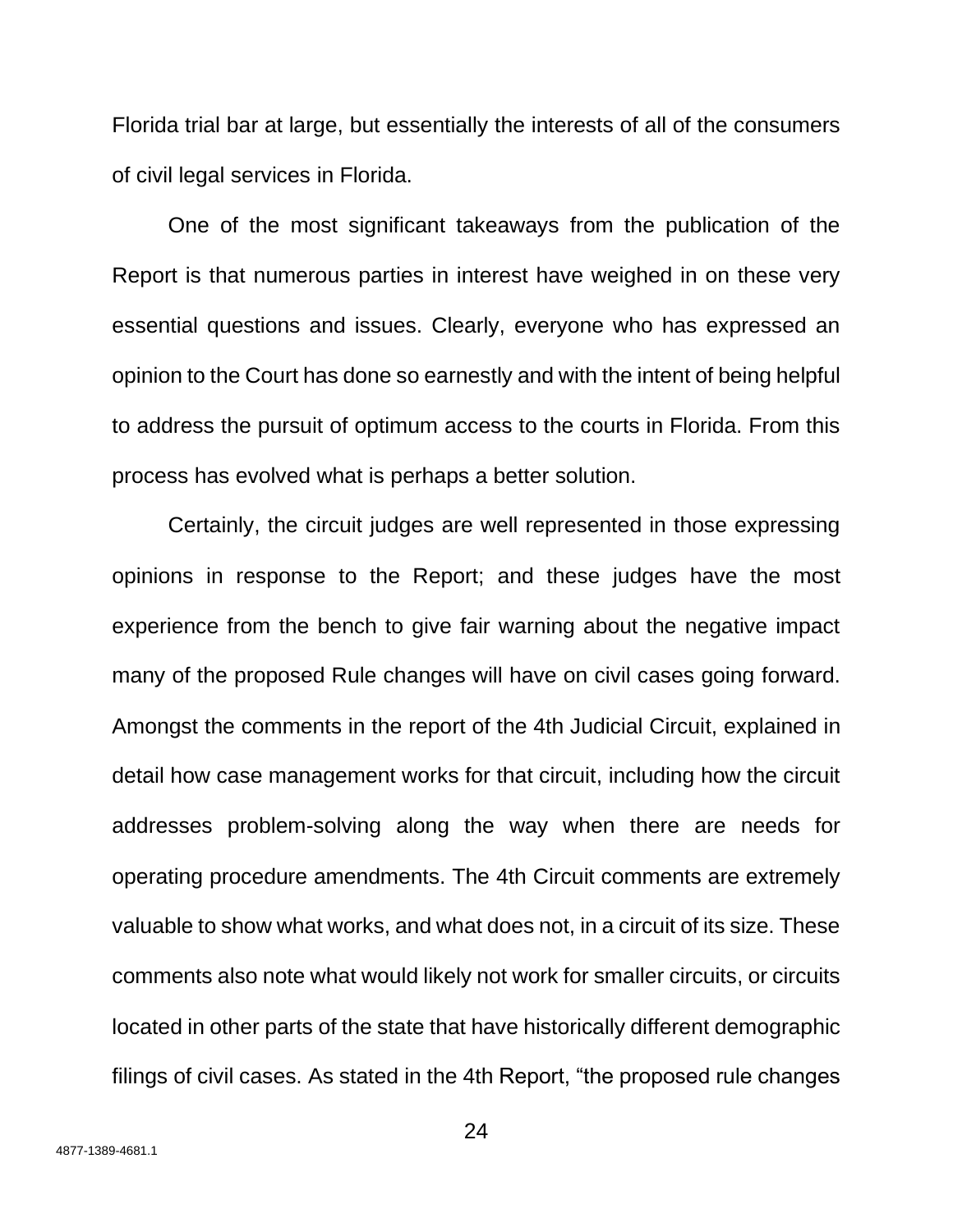Florida trial bar at large, but essentially the interests of all of the consumers of civil legal services in Florida.

One of the most significant takeaways from the publication of the Report is that numerous parties in interest have weighed in on these very essential questions and issues. Clearly, everyone who has expressed an opinion to the Court has done so earnestly and with the intent of being helpful to address the pursuit of optimum access to the courts in Florida. From this process has evolved what is perhaps a better solution.

Certainly, the circuit judges are well represented in those expressing opinions in response to the Report; and these judges have the most experience from the bench to give fair warning about the negative impact many of the proposed Rule changes will have on civil cases going forward. Amongst the comments in the report of the 4th Judicial Circuit, explained in detail how case management works for that circuit, including how the circuit addresses problem-solving along the way when there are needs for operating procedure amendments. The 4th Circuit comments are extremely valuable to show what works, and what does not, in a circuit of its size. These comments also note what would likely not work for smaller circuits, or circuits located in other parts of the state that have historically different demographic filings of civil cases. As stated in the 4th Report, “the proposed rule changes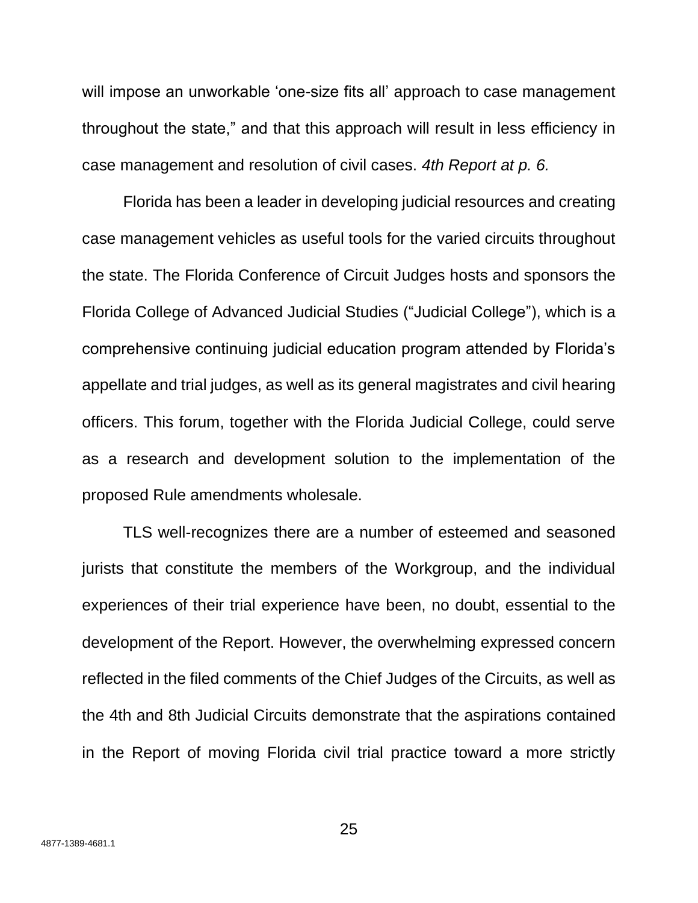will impose an unworkable 'one-size fits all' approach to case management throughout the state," and that this approach will result in less efficiency in case management and resolution of civil cases. *4th Report at p. 6.*

Florida has been a leader in developing judicial resources and creating case management vehicles as useful tools for the varied circuits throughout the state. The Florida Conference of Circuit Judges hosts and sponsors the Florida College of Advanced Judicial Studies ("Judicial College"), which is a comprehensive continuing judicial education program attended by Florida's appellate and trial judges, as well as its general magistrates and civil hearing officers. This forum, together with the Florida Judicial College, could serve as a research and development solution to the implementation of the proposed Rule amendments wholesale.

TLS well-recognizes there are a number of esteemed and seasoned jurists that constitute the members of the Workgroup, and the individual experiences of their trial experience have been, no doubt, essential to the development of the Report. However, the overwhelming expressed concern reflected in the filed comments of the Chief Judges of the Circuits, as well as the 4th and 8th Judicial Circuits demonstrate that the aspirations contained in the Report of moving Florida civil trial practice toward a more strictly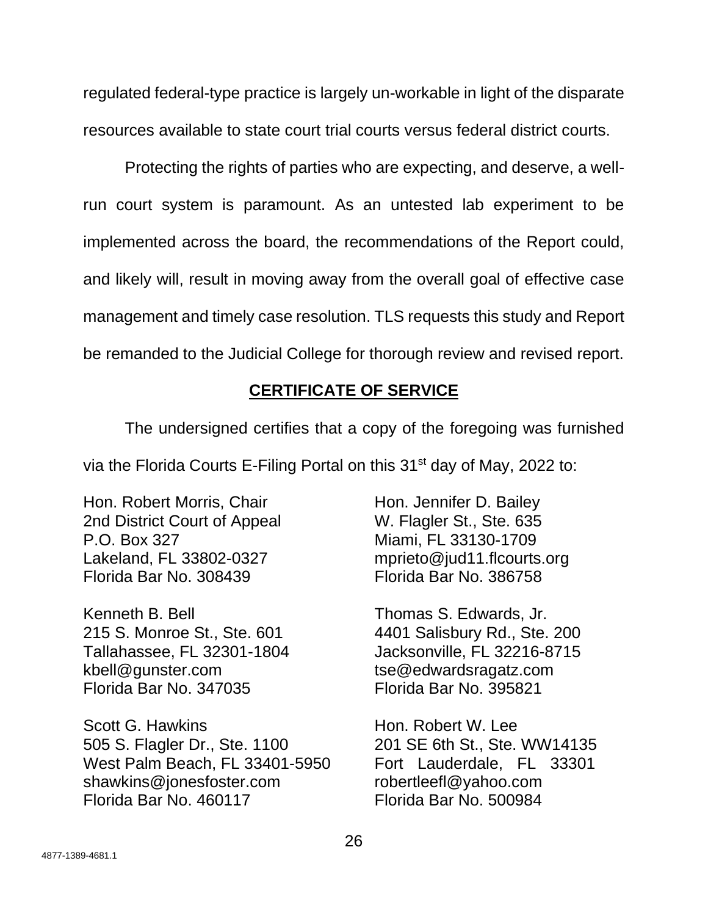regulated federal-type practice is largely un-workable in light of the disparate resources available to state court trial courts versus federal district courts.

Protecting the rights of parties who are expecting, and deserve, a well-run court system is paramount. As an untested lab experiment to be implemented across the board, the recommendations of the Report could, and likely will, result in moving away from the overall goal of effective case management and timely case resolution. TLS requests this study and Report be remanded to the Judicial College for thorough review and revised report.

## **CERTIFICATE OF SERVICE**

The undersigned certifies that a copy of the foregoing was furnished via the Florida Courts E-Filing Portal on this 31st day of May, 2022 to:

Hon. Robert Morris, Chair
2nd District Court of Appeal
P.O. Box 327
Lakeland, FL 33802-0327
Florida Bar No. 308439

Hon. Jennifer D. Bailey
W. Flagler St., Ste. 635
Miami, FL 33130-1709
mprieto@jud11.flcourts.org
Florida Bar No. 386758

Kenneth B. Bell
215 S. Monroe St., Ste. 601
Tallahassee, FL 32301-1804
kbell@gunster.com
Florida Bar No. 347035

Thomas S. Edwards, Jr.
4401 Salisbury Rd., Ste. 200
Jacksonville, FL 32216-8715
tse@edwardsragatz.com
Florida Bar No. 395821

Scott G. Hawkins
505 S. Flagler Dr., Ste. 1100
West Palm Beach, FL 33401-5950
shawkins@jonesfoster.com
Florida Bar No. 460117

Hon. Robert W. Lee
201 SE 6th St., Ste. WW14135
Fort Lauderdale, FL 33301
robertleefl@yahoo.com
Florida Bar No. 500984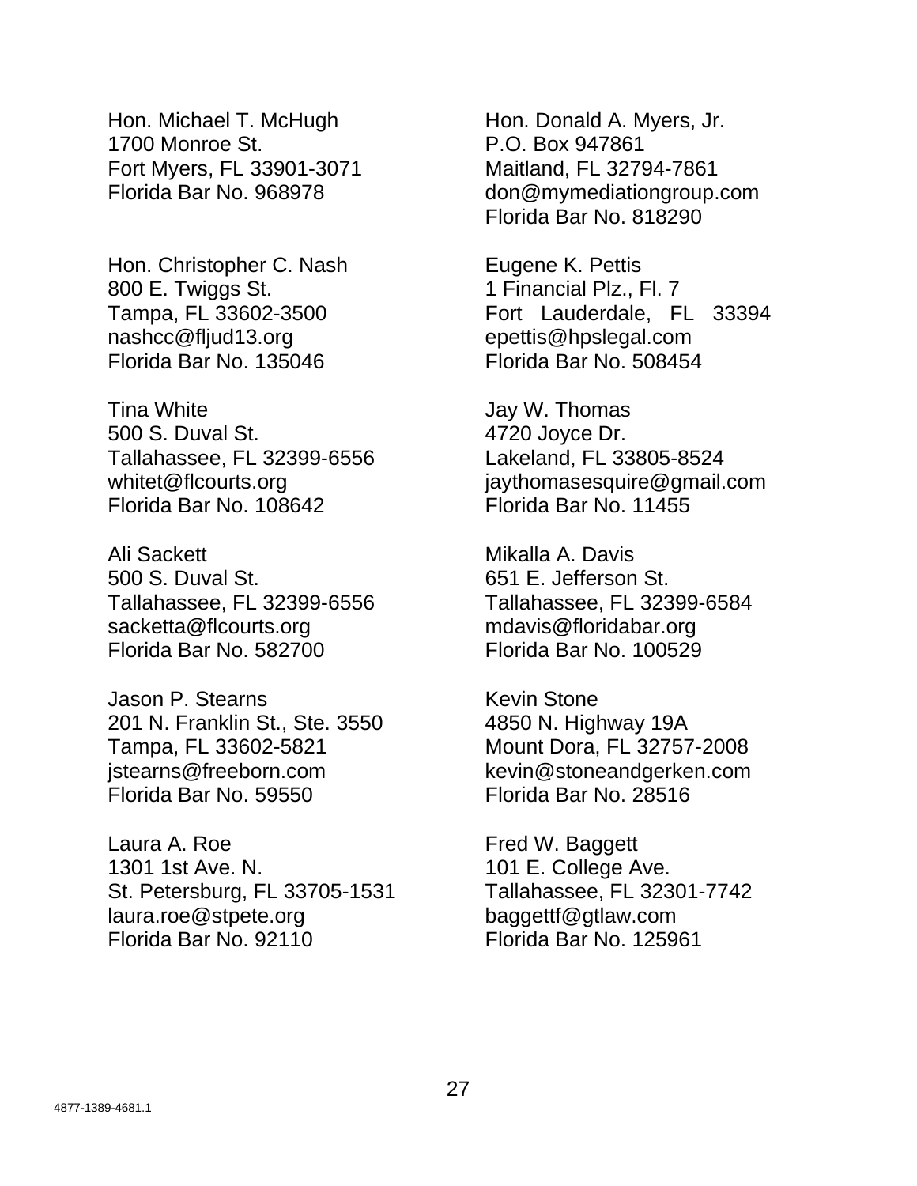Hon. Michael T. McHugh
1700 Monroe St.
Fort Myers, FL 33901-3071
Florida Bar No. 968978

Hon. Christopher C. Nash
800 E. Twiggs St.
Tampa, FL 33602-3500
nashcc@fljud13.org
Florida Bar No. 135046

Tina White
500 S. Duval St.
Tallahassee, FL 32399-6556
whitet@flcourts.org
Florida Bar No. 108642

Ali Sackett
500 S. Duval St.
Tallahassee, FL 32399-6556
sacketta@flcourts.org
Florida Bar No. 582700

Jason P. Stearns
201 N. Franklin St., Ste. 3550
Tampa, FL 33602-5821
jstearns@freeborn.com
Florida Bar No. 59550

Laura A. Roe
1301 1st Ave. N.
St. Petersburg, FL 33705-1531
laura.roe@stpete.org
Florida Bar No. 92110

Hon. Donald A. Myers, Jr.
P.O. Box 947861
Maitland, FL 32794-7861
don@mymediationgroup.com
Florida Bar No. 818290

Eugene K. Pettis
1 Financial Plz., Fl. 7
Fort Lauderdale, FL 33394
epettis@hpslegal.com
Florida Bar No. 508454

Jay W. Thomas
4720 Joyce Dr.
Lakeland, FL 33805-8524
jaythomasesquire@gmail.com
Florida Bar No. 11455

Mikalla A. Davis
651 E. Jefferson St.
Tallahassee, FL 32399-6584
mdavis@floridabar.org
Florida Bar No. 100529

Kevin Stone
4850 N. Highway 19A
Mount Dora, FL 32757-2008
kevin@stoneandgerken.com
Florida Bar No. 28516

Fred W. Baggett
101 E. College Ave.
Tallahassee, FL 32301-7742
baggettf@gtlaw.com
Florida Bar No. 125961

4877-1389-4681.1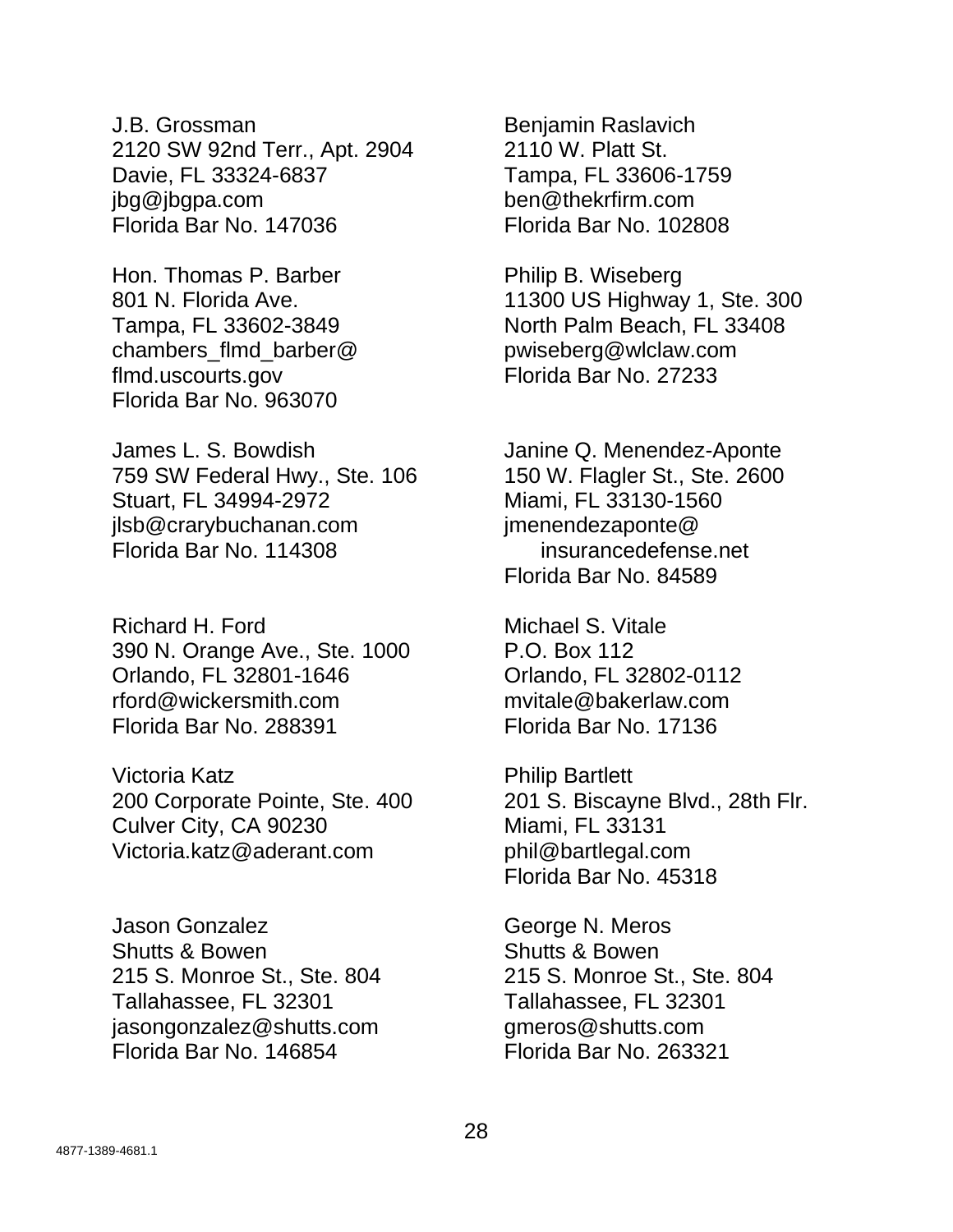J.B. Grossman
2120 SW 92nd Terr., Apt. 2904
Davie, FL 33324-6837
jbg@jbgpa.com
Florida Bar No. 147036

Benjamin Raslavich
2110 W. Platt St.
Tampa, FL 33606-1759
ben@thekrfirm.com
Florida Bar No. 102808

Hon. Thomas P. Barber
801 N. Florida Ave.
Tampa, FL 33602-3849
chambers_flmd_barber@
flmd.uscourts.gov
Florida Bar No. 963070

Philip B. Wiseberg
11300 US Highway 1, Ste. 300
North Palm Beach, FL 33408
pwiseberg@wlclaw.com
Florida Bar No. 27233

James L. S. Bowdish
759 SW Federal Hwy., Ste. 106
Stuart, FL 34994-2972
jlsb@crarybuchanan.com
Florida Bar No. 114308

Janine Q. Menendez-Aponte
150 W. Flagler St., Ste. 2600
Miami, FL 33130-1560
jmenendezaponte@
insurancedefense.net
Florida Bar No. 84589

Richard H. Ford
390 N. Orange Ave., Ste. 1000
Orlando, FL 32801-1646
rford@wickersmith.com
Florida Bar No. 288391

Michael S. Vitale
P.O. Box 112
Orlando, FL 32802-0112
mvitale@bakerlaw.com
Florida Bar No. 17136

Victoria Katz
200 Corporate Pointe, Ste. 400
Culver City, CA 90230
Victoria.katz@aderant.com

Philip Bartlett
201 S. Biscayne Blvd., 28th Flr.
Miami, FL 33131
phil@bartlegal.com
Florida Bar No. 45318

Jason Gonzalez
Shutts & Bowen
215 S. Monroe St., Ste. 804
Tallahassee, FL 32301
jasongonzalez@shutts.com
Florida Bar No. 146854

George N. Meros
Shutts & Bowen
215 S. Monroe St., Ste. 804
Tallahassee, FL 32301
gmeros@shutts.com
Florida Bar No. 263321

4877-1389-4681.1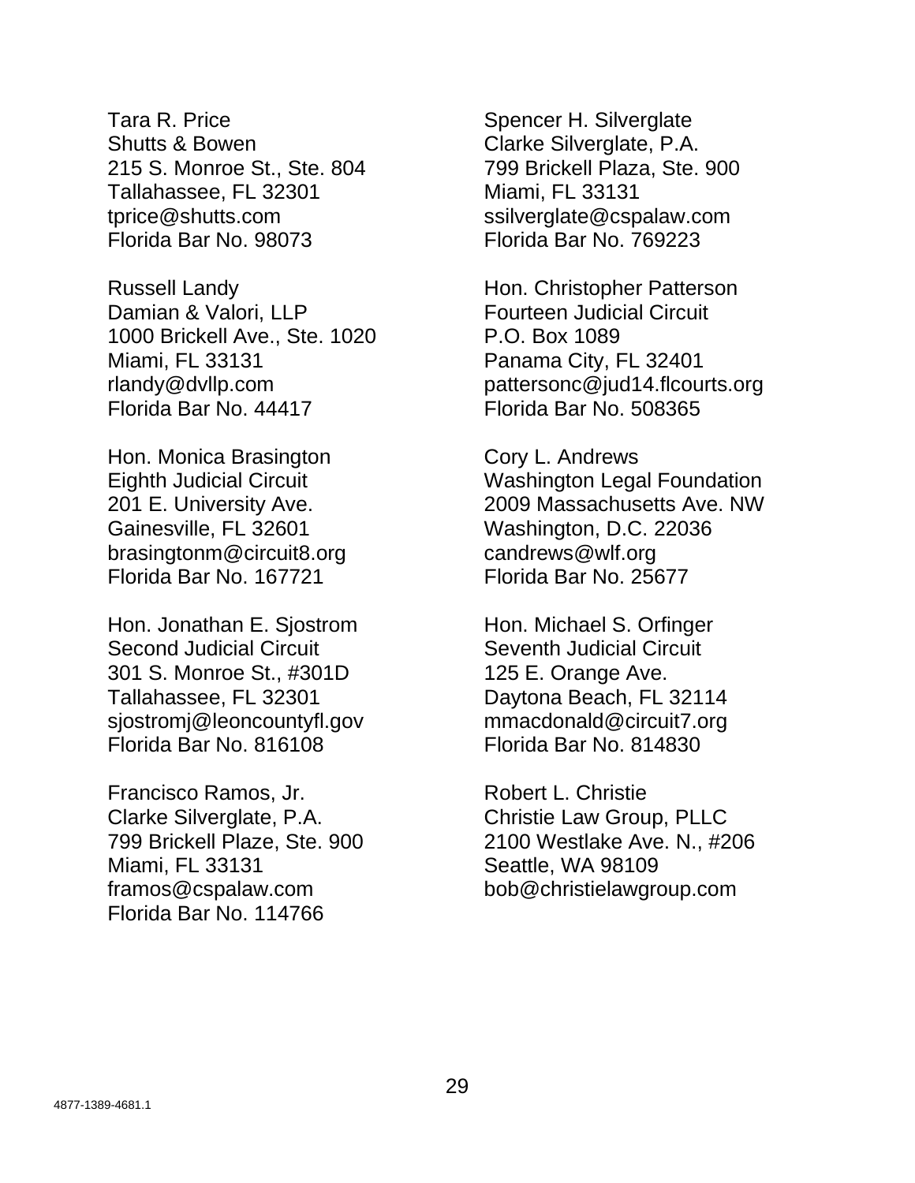Tara R. Price
Shutts & Bowen
215 S. Monroe St., Ste. 804
Tallahassee, FL 32301
tprice@shutts.com
Florida Bar No. 98073

Russell Landy
Damian & Valori, LLP
1000 Brickell Ave., Ste. 1020
Miami, FL 33131
rlandy@dvllp.com
Florida Bar No. 44417

Hon. Monica Brasington
Eighth Judicial Circuit
201 E. University Ave.
Gainesville, FL 32601
brasingtonm@circuit8.org
Florida Bar No. 167721

Hon. Jonathan E. Sjostrom
Second Judicial Circuit
301 S. Monroe St., #301D
Tallahassee, FL 32301
sjostromj@leoncountyfl.gov
Florida Bar No. 816108

Francisco Ramos, Jr.
Clarke Silverglate, P.A.
799 Brickell Plaze, Ste. 900
Miami, FL 33131
framos@cspalaw.com
Florida Bar No. 114766

Spencer H. Silverglate
Clarke Silverglate, P.A.
799 Brickell Plaza, Ste. 900
Miami, FL 33131
ssilverglate@cspalaw.com
Florida Bar No. 769223

Hon. Christopher Patterson
Fourteen Judicial Circuit
P.O. Box 1089
Panama City, FL 32401
pattersonc@jud14.flcourts.org
Florida Bar No. 508365

Cory L. Andrews
Washington Legal Foundation
2009 Massachusetts Ave. NW
Washington, D.C. 22036
candrews@wlf.org
Florida Bar No. 25677

Hon. Michael S. Orfinger
Seventh Judicial Circuit
125 E. Orange Ave.
Daytona Beach, FL 32114
mmacdonald@circuit7.org
Florida Bar No. 814830

Robert L. Christie
Christie Law Group, PLLC
2100 Westlake Ave. N., #206
Seattle, WA 98109
bob@christielawgroup.com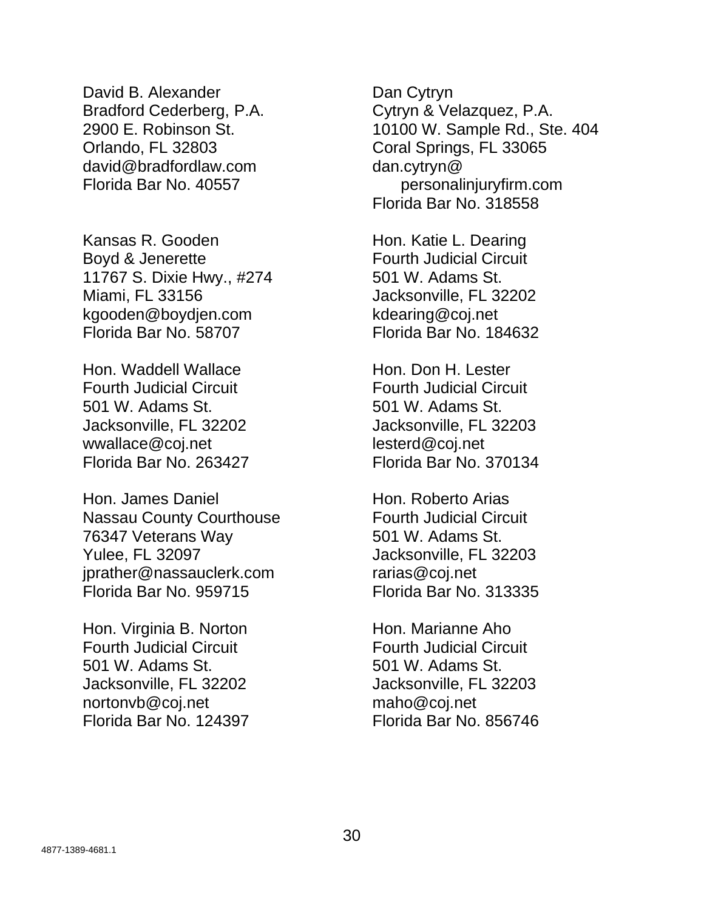David B. Alexander
Bradford Cederberg, P.A.
2900 E. Robinson St.
Orlando, FL 32803
david@bradfordlaw.com
Florida Bar No. 40557

Dan Cytryn
Cytryn & Velazquez, P.A.
10100 W. Sample Rd., Ste. 404
Coral Springs, FL 33065
dan.cytryn@
personalinjuryfirm.com
Florida Bar No. 318558

Kansas R. Gooden
Boyd & Jenerette
11767 S. Dixie Hwy., #274
Miami, FL 33156
kgooden@boydjen.com
Florida Bar No. 58707

Hon. Katie L. Dearing
Fourth Judicial Circuit
501 W. Adams St.
Jacksonville, FL 32202
kdearing@coj.net
Florida Bar No. 184632

Hon. Waddell Wallace
Fourth Judicial Circuit
501 W. Adams St.
Jacksonville, FL 32202
wwallace@coj.net
Florida Bar No. 263427

Hon. Don H. Lester
Fourth Judicial Circuit
501 W. Adams St.
Jacksonville, FL 32203
lesterd@coj.net
Florida Bar No. 370134

Hon. James Daniel
Nassau County Courthouse
76347 Veterans Way
Yulee, FL 32097
jprather@nassauclerk.com
Florida Bar No. 959715

Hon. Roberto Arias
Fourth Judicial Circuit
501 W. Adams St.
Jacksonville, FL 32203
rarias@coj.net
Florida Bar No. 313335

Hon. Virginia B. Norton
Fourth Judicial Circuit
501 W. Adams St.
Jacksonville, FL 32202
nortonvb@coj.net
Florida Bar No. 124397

Hon. Marianne Aho
Fourth Judicial Circuit
501 W. Adams St.
Jacksonville, FL 32203
maho@coj.net
Florida Bar No. 856746

4877-1389-4681.1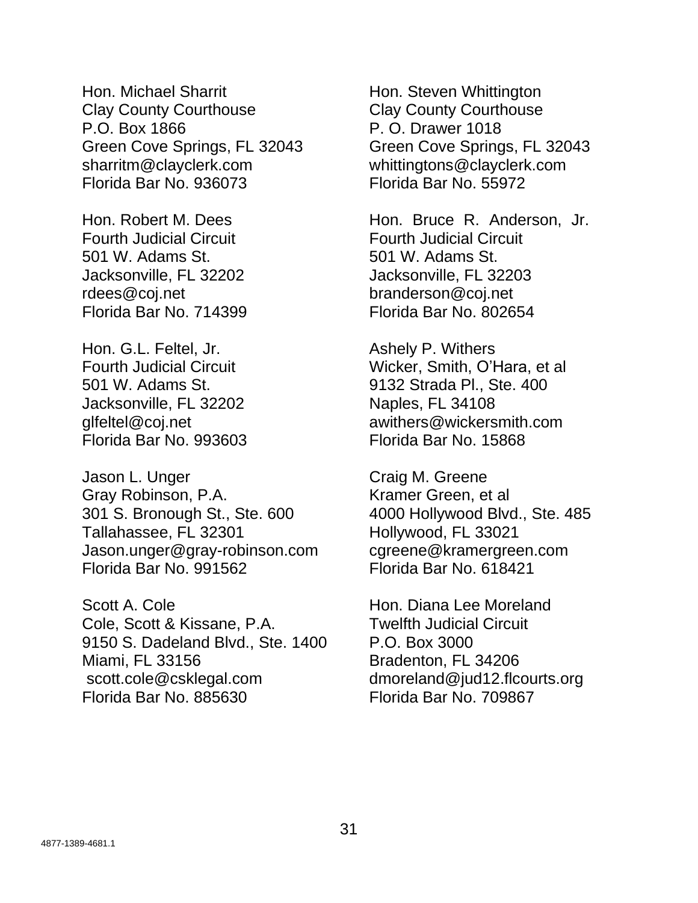Hon. Michael Sharrit
Clay County Courthouse
P.O. Box 1866
Green Cove Springs, FL 32043
sharritm@clayclerk.com
Florida Bar No. 936073

Hon. Steven Whittington
Clay County Courthouse
P. O. Drawer 1018
Green Cove Springs, FL 32043
whittingtons@clayclerk.com
Florida Bar No. 55972

Hon. Robert M. Dees
Fourth Judicial Circuit
501 W. Adams St.
Jacksonville, FL 32202
rdees@coj.net
Florida Bar No. 714399

Hon. Bruce R. Anderson, Jr.
Fourth Judicial Circuit
501 W. Adams St.
Jacksonville, FL 32203
branderson@coj.net
Florida Bar No. 802654

Hon. G.L. Feltel, Jr.
Fourth Judicial Circuit
501 W. Adams St.
Jacksonville, FL 32202
glfeltel@coj.net
Florida Bar No. 993603

Ashely P. Withers
Wicker, Smith, O'Hara, et al
9132 Strada Pl., Ste. 400
Naples, FL 34108
awithers@wickersmith.com
Florida Bar No. 15868

Jason L. Unger
Gray Robinson, P.A.
301 S. Bronough St., Ste. 600
Tallahassee, FL 32301
Jason.unger@gray-robinson.com
Florida Bar No. 991562

Craig M. Greene
Kramer Green, et al
4000 Hollywood Blvd., Ste. 485
Hollywood, FL 33021
cgreene@kramergreen.com
Florida Bar No. 618421

Scott A. Cole
Cole, Scott & Kissane, P.A.
9150 S. Dadeland Blvd., Ste. 1400
Miami, FL 33156
scott.cole@csklegal.com
Florida Bar No. 885630

Hon. Diana Lee Moreland
Twelfth Judicial Circuit
P.O. Box 3000
Bradenton, FL 34206
dmoreland@jud12.flcourts.org
Florida Bar No. 709867

4877-1389-4681.1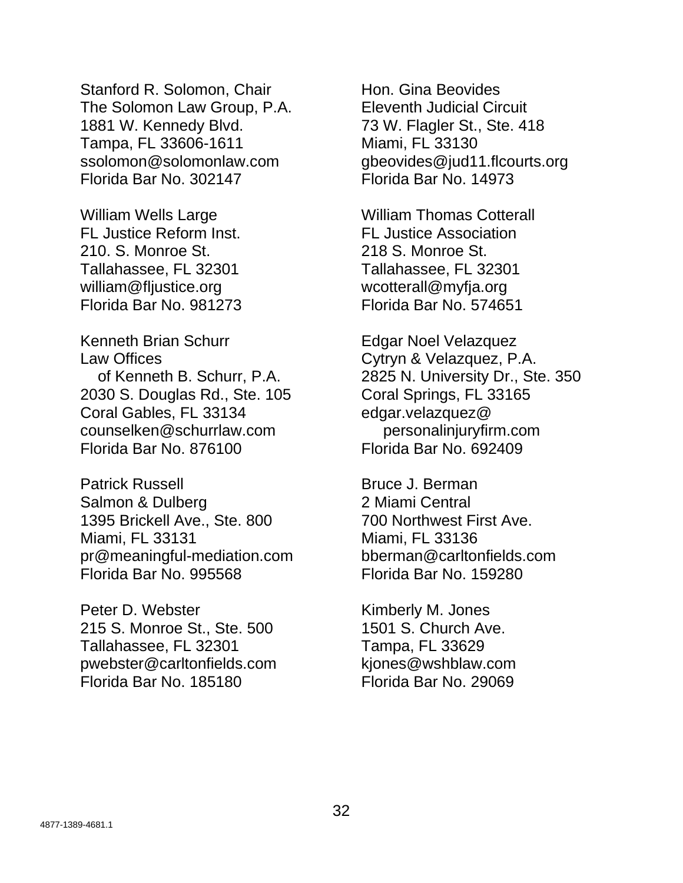Stanford R. Solomon, Chair
The Solomon Law Group, P.A.
1881 W. Kennedy Blvd.
Tampa, FL 33606-1611
ssolomon@solomonlaw.com
Florida Bar No. 302147

Hon. Gina Beovides
Eleventh Judicial Circuit
73 W. Flagler St., Ste. 418
Miami, FL 33130
gbeovides@jud11.flcourts.org
Florida Bar No. 14973

William Wells Large
FL Justice Reform Inst.
210. S. Monroe St.
Tallahassee, FL 32301
william@fljustice.org
Florida Bar No. 981273

William Thomas Cotterall
FL Justice Association
218 S. Monroe St.
Tallahassee, FL 32301
wcotterall@myfja.org
Florida Bar No. 574651

Kenneth Brian Schurr
Law Offices
of Kenneth B. Schurr, P.A.
2030 S. Douglas Rd., Ste. 105
Coral Gables, FL 33134
counselken@schurrlaw.com
Florida Bar No. 876100

Edgar Noel Velazquez
Cytryn & Velazquez, P.A.
2825 N. University Dr., Ste. 350
Coral Springs, FL 33165
edgar.velazquez@
personalinjuryfirm.com
Florida Bar No. 692409

Patrick Russell
Salmon & Dulberg
1395 Brickell Ave., Ste. 800
Miami, FL 33131
pr@meaningful-mediation.com
Florida Bar No. 995568

Bruce J. Berman
2 Miami Central
700 Northwest First Ave.
Miami, FL 33136
bberman@carltonfields.com
Florida Bar No. 159280

Peter D. Webster
215 S. Monroe St., Ste. 500
Tallahassee, FL 32301
pwebster@carltonfields.com
Florida Bar No. 185180

Kimberly M. Jones
1501 S. Church Ave.
Tampa, FL 33629
kjones@wshblaw.com
Florida Bar No. 29069

4877-1389-4681.1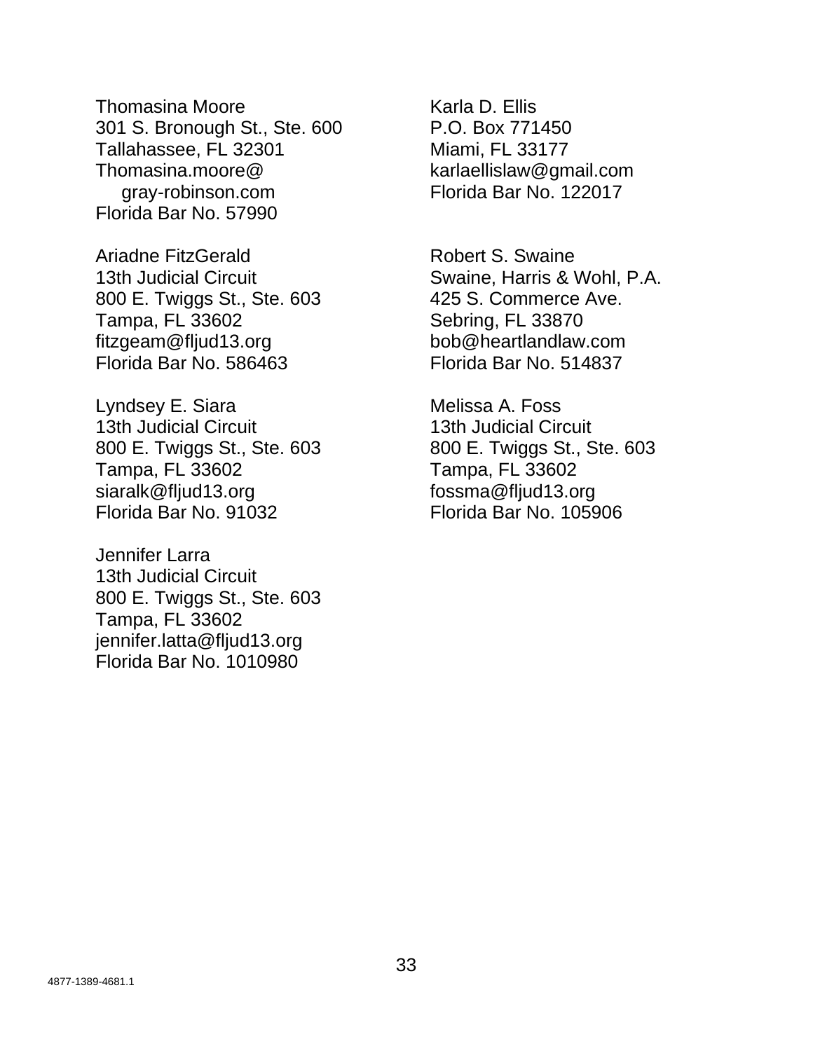Thomasina Moore
301 S. Bronough St., Ste. 600
Tallahassee, FL 32301
Thomasina.moore@
gray-robinson.com
Florida Bar No. 57990

Ariadne FitzGerald
13th Judicial Circuit
800 E. Twiggs St., Ste. 603
Tampa, FL 33602
fitzgeam@fljud13.org
Florida Bar No. 586463

Lyndsey E. Siara
13th Judicial Circuit
800 E. Twiggs St., Ste. 603
Tampa, FL 33602
siaralk@fljud13.org
Florida Bar No. 91032

Jennifer Larra
13th Judicial Circuit
800 E. Twiggs St., Ste. 603
Tampa, FL 33602
jennifer.latta@fljud13.org
Florida Bar No. 1010980

Karla D. Ellis
P.O. Box 771450
Miami, FL 33177
karlaellislaw@gmail.com
Florida Bar No. 122017

Robert S. Swaine
Swaine, Harris & Wohl, P.A.
425 S. Commerce Ave.
Sebring, FL 33870
bob@heartlandlaw.com
Florida Bar No. 514837

Melissa A. Foss
13th Judicial Circuit
800 E. Twiggs St., Ste. 603
Tampa, FL 33602
fossma@fljud13.org
Florida Bar No. 105906

4877-1389-4681.1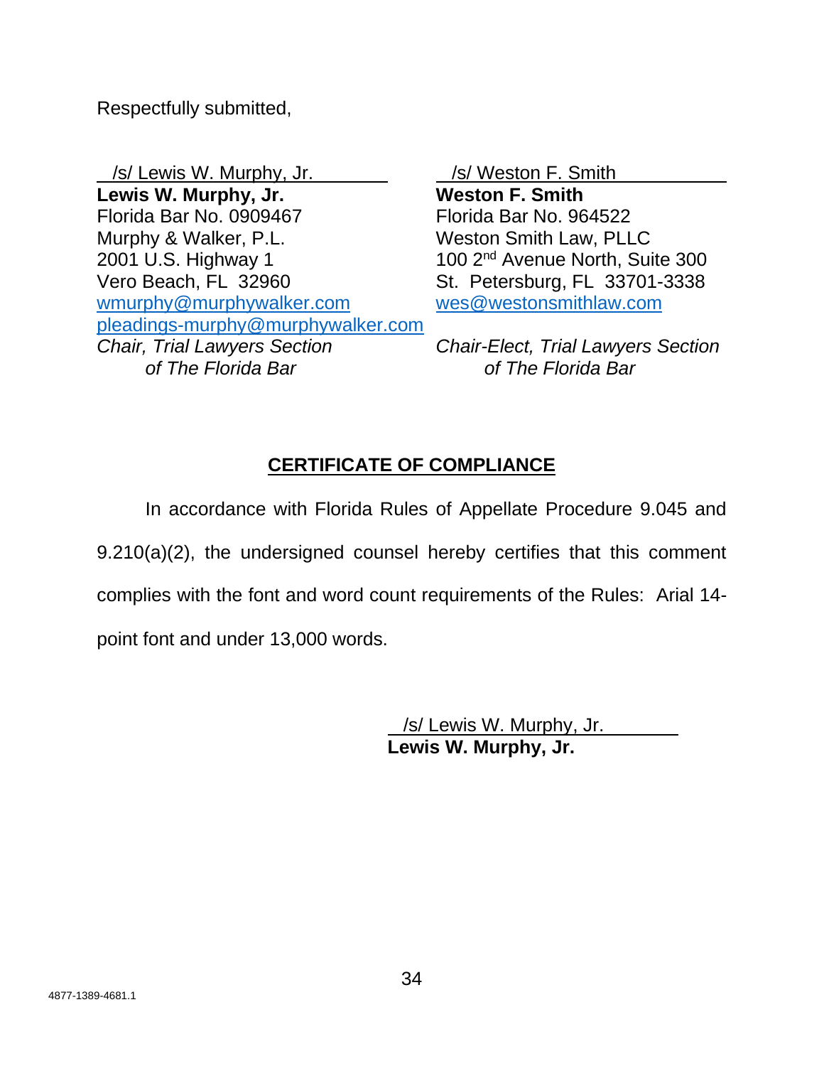Respectfully submitted,

/s/ Lewis W. Murphy, Jr.
**Lewis W. Murphy, Jr.**
Florida Bar No. 0909467
Murphy & Walker, P.L.
2001 U.S. Highway 1
Vero Beach, FL 32960
wmurphy@murphywalker.com
pleadings-murphy@murphywalker.com
*Chair, Trial Lawyers Section of The Florida Bar*

/s/ Weston F. Smith
**Weston F. Smith**
Florida Bar No. 964522
Weston Smith Law, PLLC
100 2nd Avenue North, Suite 300
St. Petersburg, FL 33701-3338
wes@westonsmithlaw.com
*Chair-Elect, Trial Lawyers Section of The Florida Bar*

## CERTIFICATE OF COMPLIANCE

In accordance with Florida Rules of Appellate Procedure 9.045 and 9.210(a)(2), the undersigned counsel hereby certifies that this comment complies with the font and word count requirements of the Rules: Arial 14-point font and under 13,000 words.

/s/ Lewis W. Murphy, Jr.
**Lewis W. Murphy, Jr.**

4877-1389-4681.1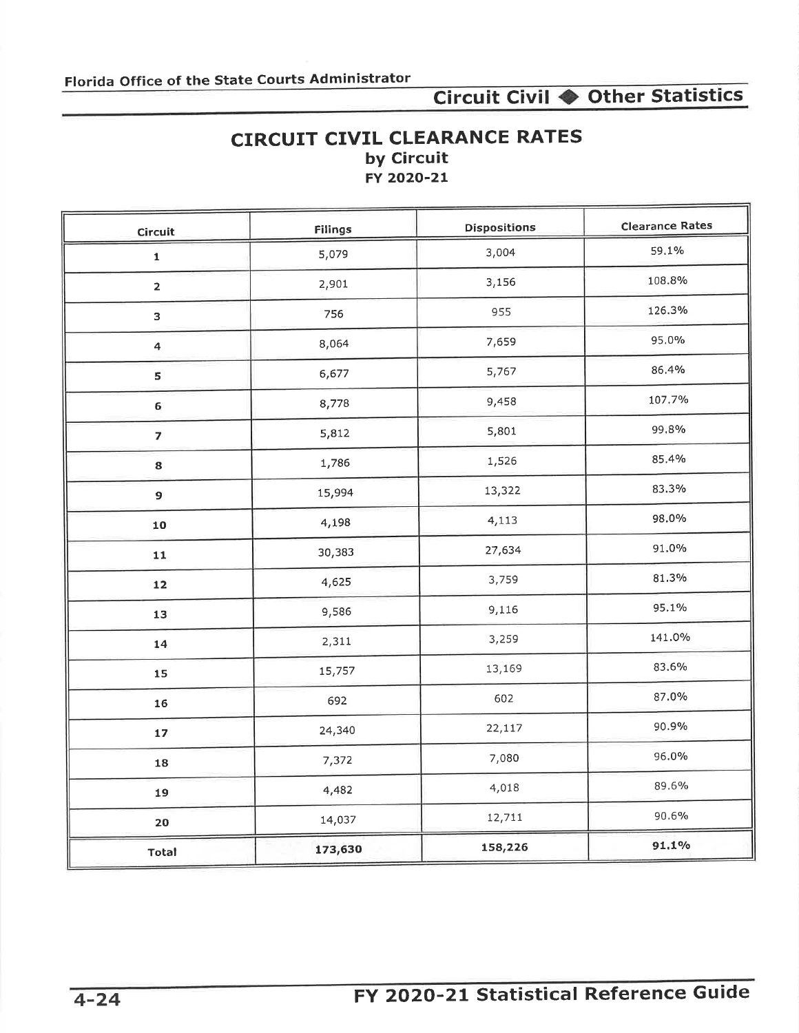# CIRCUIT CIVIL CLEARANCE RATES

## by Circuit

### FY 2020-21

| Circuit | Filings | Dispositions | Clearance Rates |
|---|---|---|---|
| 1 | 5,079 | 3,004 | 59.1% |
| 2 | 2,901 | 3,156 | 108.8% |
| 3 | 756 | 955 | 126.3% |
| 4 | 8,064 | 7,659 | 95.0% |
| 5 | 6,677 | 5,767 | 86.4% |
| 6 | 8,778 | 9,458 | 107.7% |
| 7 | 5,812 | 5,801 | 99.8% |
| 8 | 1,786 | 1,526 | 85.4% |
| 9 | 15,994 | 13,322 | 83.3% |
| 10 | 4,198 | 4,113 | 98.0% |
| 11 | 30,383 | 27,634 | 91.0% |
| 12 | 4,625 | 3,759 | 81.3% |
| 13 | 9,586 | 9,116 | 95.1% |
| 14 | 2,311 | 3,259 | 141.0% |
| 15 | 15,757 | 13,169 | 83.6% |
| 16 | 692 | 602 | 87.0% |
| 17 | 24,340 | 22,117 | 90.9% |
| 18 | 7,372 | 7,080 | 96.0% |
| 19 | 4,482 | 4,018 | 89.6% |
| 20 | 14,037 | 12,711 | 90.6% |
| **Total** | **173,630** | **158,226** | **91.1%** |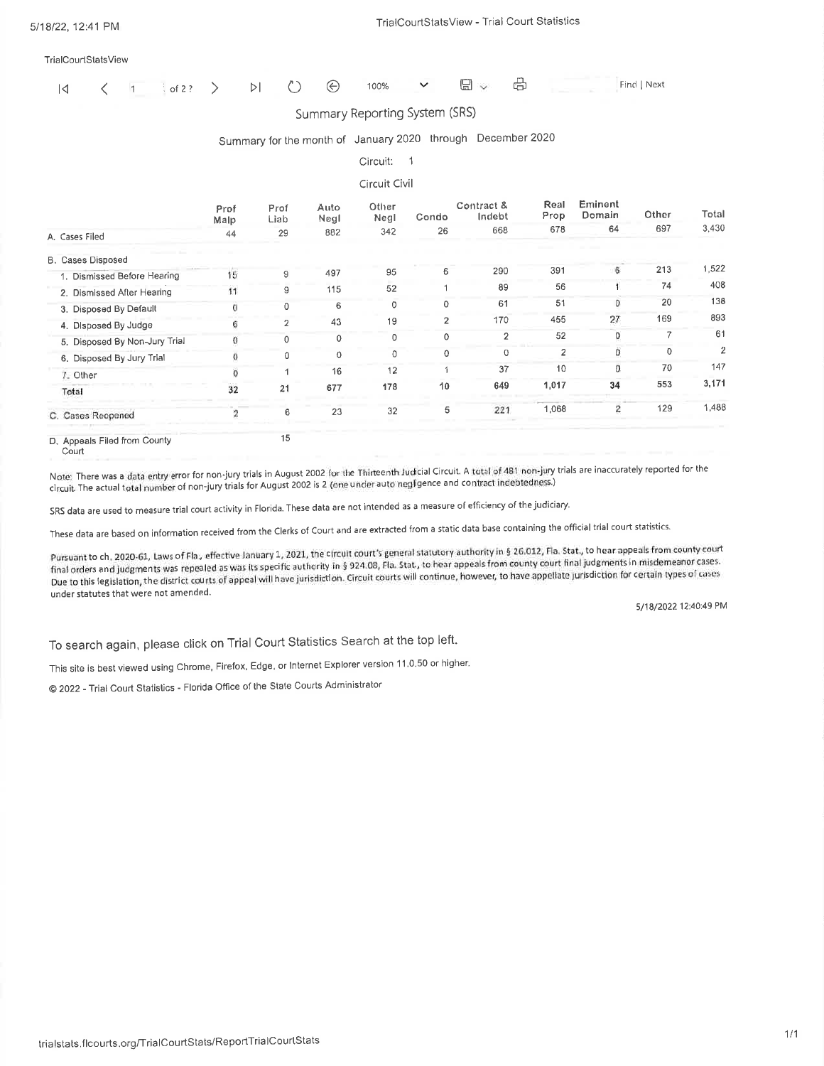TrialCourtStatsView

## Summary Reporting System (SRS)

Summary for the month of January 2020 through December 2020

Circuit: 1

Circuit Civil

| | Prof Malp | Prof Liab | Auto Negl | Other Negl | Condo | Contract & Indebt | Real Prop | Eminent Domain | Other | Total |
|---|---|---|---|---|---|---|---|---|---|---|
| A. Cases Filed | 44 | 29 | 882 | 342 | 26 | 668 | 678 | 64 | 697 | 3,430 |
| B. Cases Disposed | | | | | | | | | | |
| 1. Dismissed Before Hearing | 15 | 9 | 497 | 95 | 6 | 290 | 391 | 6 | 213 | 1,522 |
| 2. Dismissed After Hearing | 11 | 9 | 115 | 52 | 1 | 89 | 56 | 1 | 74 | 408 |
| 3. Disposed By Default | 0 | 0 | 6 | 0 | 0 | 61 | 51 | 0 | 20 | 138 |
| 4. Disposed By Judge | 6 | 2 | 43 | 19 | 2 | 170 | 455 | 27 | 169 | 893 |
| 5. Disposed By Non-Jury Trial | 0 | 0 | 0 | 0 | 0 | 2 | 52 | 0 | 7 | 61 |
| 6. Disposed By Jury Trial | 0 | 0 | 0 | 0 | 0 | 0 | 2 | 0 | 0 | 2 |
| 7. Other | 0 | 1 | 16 | 12 | 1 | 37 | 10 | 0 | 70 | 147 |
| Total | 32 | 21 | 677 | 178 | 10 | 649 | 1,017 | 34 | 553 | 3,171 |
| C. Cases Reopened | 2 | 6 | 23 | 32 | 5 | 221 | 1,068 | 2 | 129 | 1,488 |
| D. Appeals Filed from County Court | | 15 | | | | | | | | |

Note: There was a data entry error for non-jury trials in August 2002 for the Thirteenth Judicial Circuit. A total of 481 non-jury trials are inaccurately reported for the circuit. The actual total number of non-jury trials for August 2002 is 2 (one under auto negligence and contract indebtedness.)

SRS data are used to measure trial court activity in Florida. These data are not intended as a measure of efficiency of the judiciary.

These data are based on information received from the Clerks of Court and are extracted from a static data base containing the official trial court statistics.

Pursuant to ch. 2020-61, Laws of Fla., effective January 1, 2021, the circuit court's general statutory authority in § 26.012, Fla. Stat., to hear appeals from county court final orders and judgments was repealed as was its specific authority in § 924.08, Fla. Stat., to hear appeals from county court final judgments in misdemeanor cases. Due to this legislation, the district courts of appeal will have jurisdiction. Circuit courts will continue, however, to have appellate jurisdiction for certain types of cases under statutes that were not amended.

5/18/2022 12:40:49 PM

To search again, please click on Trial Court Statistics Search at the top left.

This site is best viewed using Chrome, Firefox, Edge, or Internet Explorer version 11.0.50 or higher.

© 2022 - Trial Court Statistics - Florida Office of the State Courts Administrator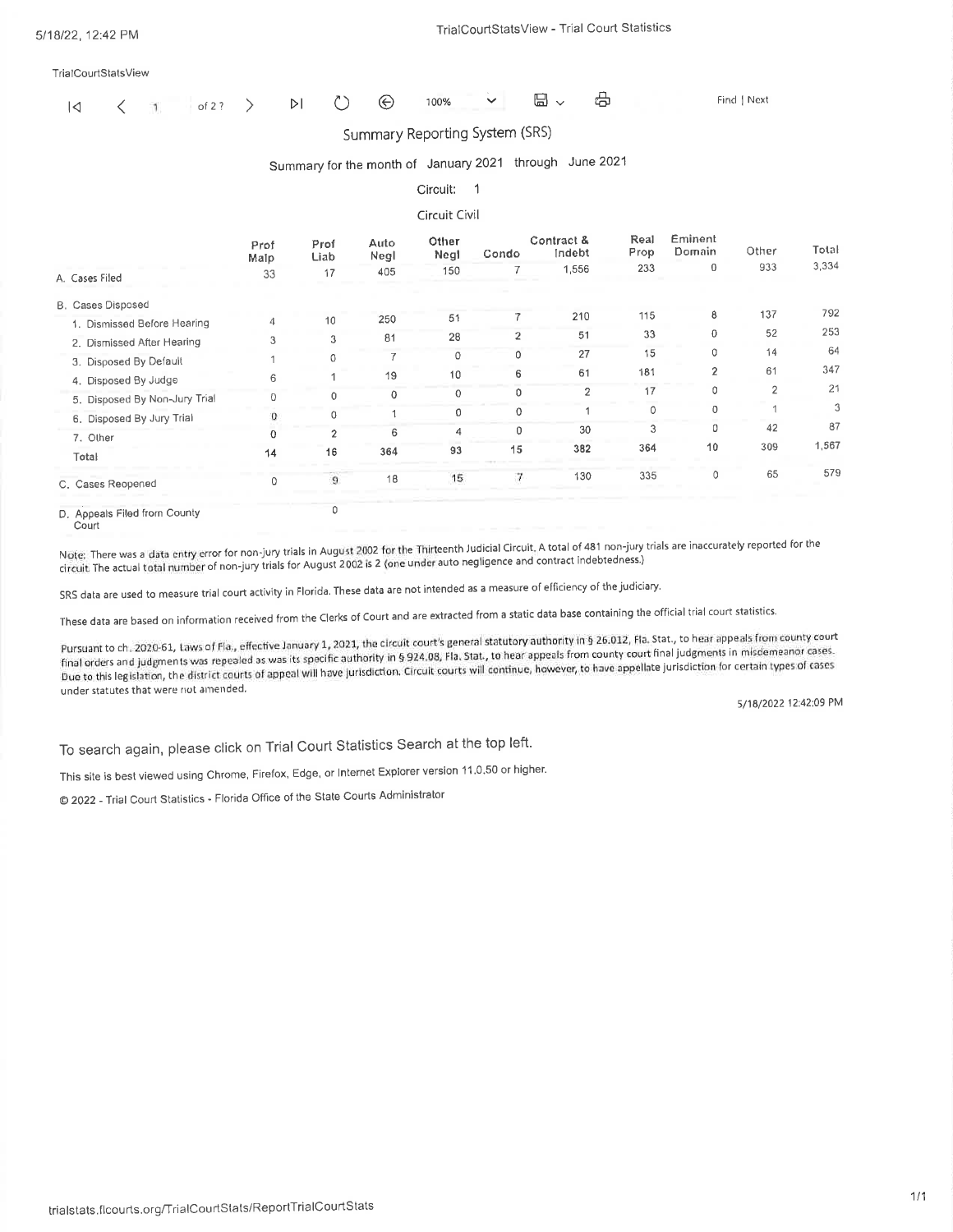TrialCourtStatsView

## Summary Reporting System (SRS)

Summary for the month of January 2021 through June 2021

Circuit: 1

Circuit Civil

| | Prof Malp | Prof Liab | Auto Negl | Other Negl | Condo | Contract & Indebt | Real Prop | Eminent Domain | Other | Total |
|---|---|---|---|---|---|---|---|---|---|---|
| A. Cases Filed | 33 | 17 | 405 | 150 | 7 | 1,556 | 233 | 0 | 933 | 3,334 |
| B. Cases Disposed | | | | | | | | | | |
| 1. Dismissed Before Hearing | 4 | 10 | 250 | 51 | 7 | 210 | 115 | 8 | 137 | 792 |
| 2. Dismissed After Hearing | 3 | 3 | 81 | 28 | 2 | 51 | 33 | 0 | 52 | 253 |
| 3. Disposed By Default | 1 | 0 | 7 | 0 | 0 | 27 | 15 | 0 | 14 | 64 |
| 4. Disposed By Judge | 6 | 1 | 19 | 10 | 6 | 61 | 181 | 2 | 61 | 347 |
| 5. Disposed By Non-Jury Trial | 0 | 0 | 0 | 0 | 0 | 2 | 17 | 0 | 2 | 21 |
| 6. Disposed By Jury Trial | 0 | 0 | 1 | 0 | 0 | 1 | 0 | 0 | 1 | 3 |
| 7. Other | 0 | 2 | 6 | 4 | 0 | 30 | 3 | 0 | 42 | 87 |
| Total | 14 | 16 | 364 | 93 | 15 | 382 | 364 | 10 | 309 | 1,567 |
| C. Cases Reopened | 0 | 9 | 18 | 15 | 7 | 130 | 335 | 0 | 65 | 579 |
| D. Appeals Filed from County Court | | 0 | | | | | | | | |

Note: There was a data entry error for non-jury trials in August 2002 for the Thirteenth Judicial Circuit. A total of 481 non-jury trials are inaccurately reported for the circuit. The actual total number of non-jury trials for August 2002 is 2 (one under auto negligence and contract indebtedness.)

SRS data are used to measure trial court activity in Florida. These data are not intended as a measure of efficiency of the judiciary.

These data are based on information received from the Clerks of Court and are extracted from a static data base containing the official trial court statistics.

Pursuant to ch. 2020-61, Laws of Fla., effective January 1, 2021, the circuit court's general statutory authority in § 26.012, Fla. Stat., to hear appeals from county court final orders and judgments was repealed as was its specific authority in § 924.08, Fla. Stat., to hear appeals from county court final judgments in misdemeanor cases. Due to this legislation, the district courts of appeal will have jurisdiction. Circuit courts will continue, however, to have appellate jurisdiction for certain types of cases under statutes that were not amended.

5/18/2022 12:42:09 PM

To search again, please click on Trial Court Statistics Search at the top left.

This site is best viewed using Chrome, Firefox, Edge, or Internet Explorer version 11.0.50 or higher.

© 2022 - Trial Court Statistics - Florida Office of the State Courts Administrator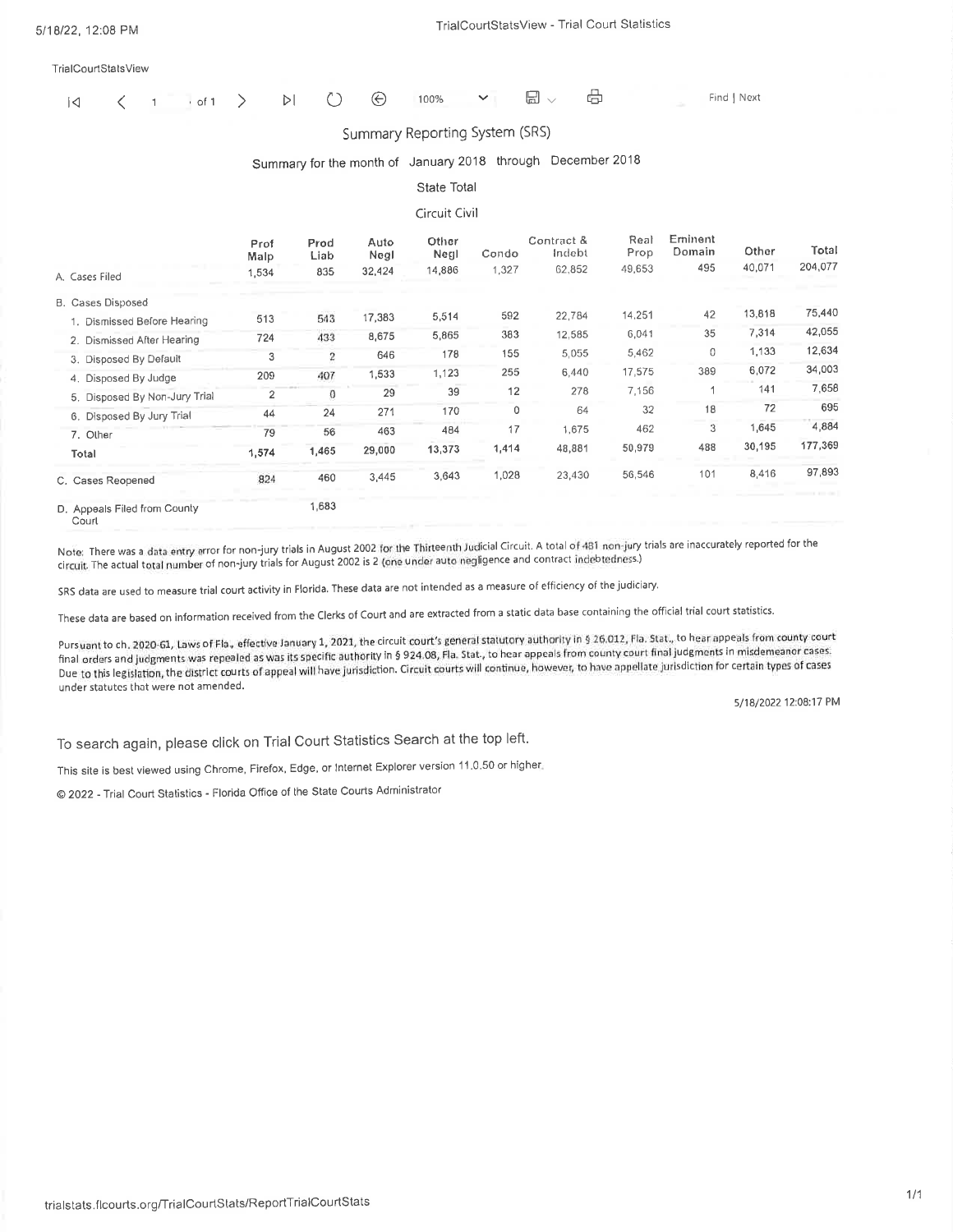TrialCourtStatsView

# Summary Reporting System (SRS)

Summary for the month of January 2018 through December 2018

State Total

Circuit Civil

| | Prof Malp | Prod Liab | Auto Negl | Other Negl | Condo | Contract & Indebt | Real Prop | Eminent Domain | Other | Total |
|---|---|---|---|---|---|---|---|---|---|---|
| A. Cases Filed | 1,534 | 835 | 32,424 | 14,886 | 1,327 | 62,852 | 49,653 | 495 | 40,071 | 204,077 |
| B. Cases Disposed | | | | | | | | | | |
| 1. Dismissed Before Hearing | 513 | 543 | 17,383 | 5,514 | 592 | 22,784 | 14,251 | 42 | 13,818 | 75,440 |
| 2. Dismissed After Hearing | 724 | 433 | 8,675 | 5,865 | 383 | 12,585 | 6,041 | 35 | 7,314 | 42,055 |
| 3. Disposed By Default | 3 | 2 | 646 | 178 | 155 | 5,055 | 5,462 | 0 | 1,133 | 12,634 |
| 4. Disposed By Judge | 209 | 407 | 1,533 | 1,123 | 255 | 6,440 | 17,575 | 389 | 6,072 | 34,003 |
| 5. Disposed By Non-Jury Trial | 2 | 0 | 29 | 39 | 12 | 278 | 7,156 | 1 | 141 | 7,658 |
| 6. Disposed By Jury Trial | 44 | 24 | 271 | 170 | 0 | 64 | 32 | 18 | 72 | 695 |
| 7. Other | 79 | 56 | 463 | 484 | 17 | 1,675 | 462 | 3 | 1,645 | 4,884 |
| Total | 1,574 | 1,465 | 29,000 | 13,373 | 1,414 | 48,881 | 50,979 | 488 | 30,195 | 177,369 |
| C. Cases Reopened | 824 | 460 | 3,445 | 3,643 | 1,028 | 23,430 | 56,546 | 101 | 8,416 | 97,893 |
| D. Appeals Filed from County Court | | 1,683 | | | | | | | | |

Note: There was a data entry error for non-jury trials in August 2002 for the Thirteenth Judicial Circuit. A total of 481 non-jury trials are inaccurately reported for the circuit. The actual total number of non-jury trials for August 2002 is 2 (one under auto negligence and contract indebtedness.)

SRS data are used to measure trial court activity in Florida. These data are not intended as a measure of efficiency of the judiciary.

These data are based on information received from the Clerks of Court and are extracted from a static data base containing the official trial court statistics.

Pursuant to ch. 2020-61, Laws of Fla., effective January 1, 2021, the circuit court's general statutory authority in § 26.012, Fla. Stat., to hear appeals from county court final orders and judgments was repealed as was its specific authority in § 924.08, Fla. Stat., to hear appeals from county court final judgments in misdemeanor cases. Due to this legislation, the district courts of appeal will have jurisdiction. Circuit courts will continue, however, to have appellate jurisdiction for certain types of cases under statutes that were not amended.

5/18/2022 12:08:17 PM

To search again, please click on Trial Court Statistics Search at the top left.

This site is best viewed using Chrome, Firefox, Edge, or Internet Explorer version 11.0.50 or higher.

© 2022 - Trial Court Statistics - Florida Office of the State Courts Administrator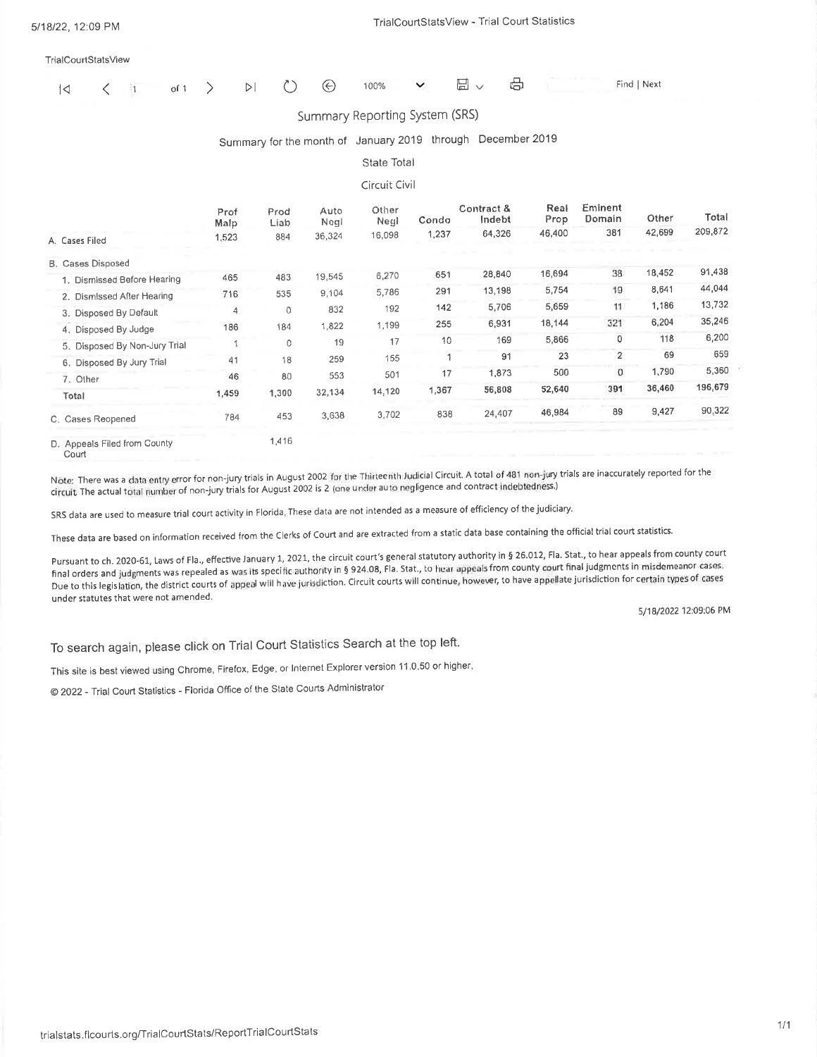TrialCourtStatsView

## Summary Reporting System (SRS)

Summary for the month of January 2019 through December 2019

State Total

Circuit Civil

| | Prof Malp | Prod Liab | Auto Negl | Other Negl | Condo | Contract & Indebt | Real Prop | Eminent Domain | Other | Total |
|---|---|---|---|---|---|---|---|---|---|---|
| A. Cases Filed | 1,523 | 884 | 36,324 | 16,098 | 1,237 | 64,326 | 46,400 | 381 | 42,699 | 209,872 |
| B. Cases Disposed | | | | | | | | | | |
| 1. Dismissed Before Hearing | 465 | 483 | 19,545 | 6,270 | 651 | 28,840 | 16,694 | 38 | 18,452 | 91,438 |
| 2. Dismissed After Hearing | 716 | 535 | 9,104 | 5,786 | 291 | 13,198 | 5,754 | 19 | 8,641 | 44,044 |
| 3. Disposed By Default | 4 | 0 | 832 | 192 | 142 | 5,706 | 5,659 | 11 | 1,186 | 13,732 |
| 4. Disposed By Judge | 186 | 184 | 1,822 | 1,199 | 255 | 6,931 | 18,144 | 321 | 6,204 | 35,246 |
| 5. Disposed By Non-Jury Trial | 1 | 0 | 19 | 17 | 10 | 169 | 5,866 | 0 | 118 | 6,200 |
| 6. Disposed By Jury Trial | 41 | 18 | 259 | 155 | 1 | 91 | 23 | 2 | 69 | 659 |
| 7. Other | 46 | 80 | 553 | 501 | 17 | 1,873 | 500 | 0 | 1,790 | 5,360 |
| Total | 1,459 | 1,300 | 32,134 | 14,120 | 1,367 | 56,808 | 52,640 | 391 | 36,460 | 196,679 |
| C. Cases Reopened | 784 | 453 | 3,638 | 3,702 | 838 | 24,407 | 46,984 | 89 | 9,427 | 90,322 |
| D. Appeals Filed from County Court | | 1,416 | | | | | | | | |

Note: There was a data entry error for non-jury trials in August 2002 for the Thirteenth Judicial Circuit. A total of 481 non-jury trials are inaccurately reported for the circuit. The actual total number of non-jury trials for August 2002 is 2 (one under auto negligence and contract indebtedness.)

SRS data are used to measure trial court activity in Florida. These data are not intended as a measure of efficiency of the judiciary.

These data are based on information received from the Clerks of Court and are extracted from a static data base containing the official trial court statistics.

Pursuant to ch. 2020-61, Laws of Fla., effective January 1, 2021, the circuit court's general statutory authority in § 26.012, Fla. Stat., to hear appeals from county court final orders and judgments was repealed as was its specific authority in § 924.08, Fla. Stat., to hear appeals from county court final judgments in misdemeanor cases. Due to this legislation, the district courts of appeal will have jurisdiction. Circuit courts will continue, however, to have appellate jurisdiction for certain types of cases under statutes that were not amended.

5/18/2022 12:09:06 PM

To search again, please click on Trial Court Statistics Search at the top left.

This site is best viewed using Chrome, Firefox, Edge, or Internet Explorer version 11.0.50 or higher.

© 2022 - Trial Court Statistics - Florida Office of the State Courts Administrator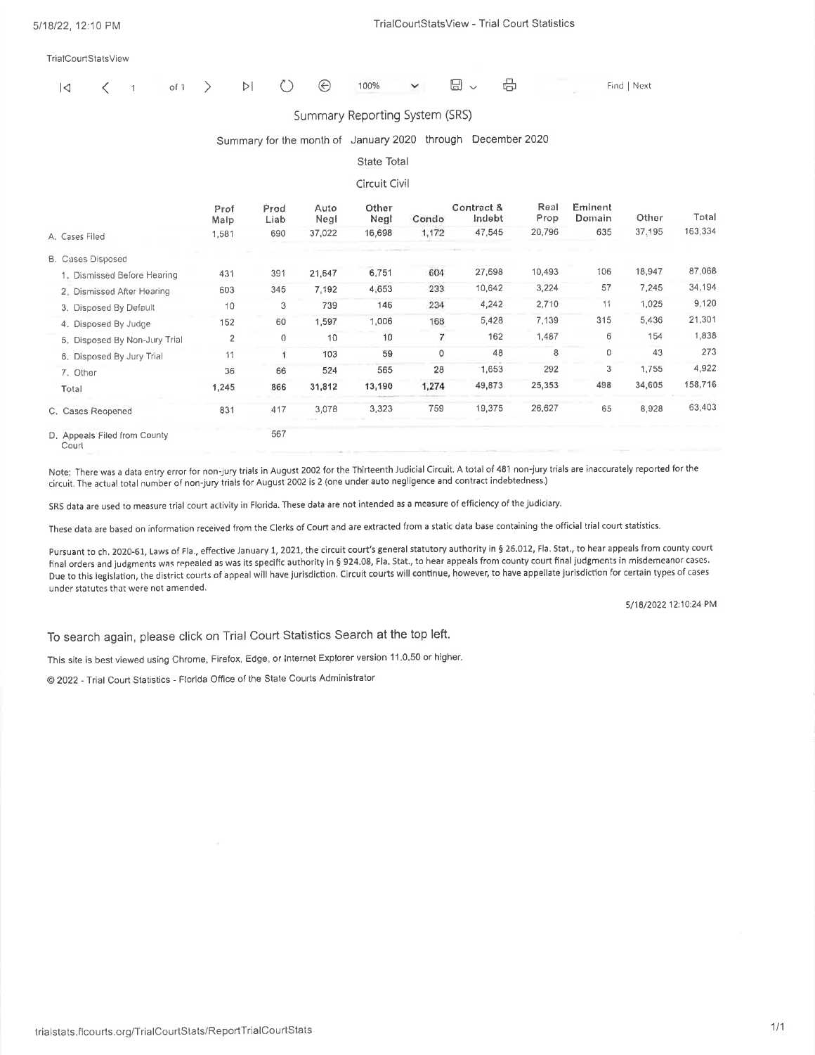TrialCourtStatsView

## Summary Reporting System (SRS)

Summary for the month of January 2020 through December 2020

State Total

Circuit Civil

| | Prof Malp | Prod Liab | Auto Negl | Other Negl | Condo | Contract & Indebt | Real Prop | Eminent Domain | Other | Total |
|---|---|---|---|---|---|---|---|---|---|---|
| A. Cases Filed | 1,581 | 690 | 37,022 | 16,698 | 1,172 | 47,545 | 20,796 | 635 | 37,195 | 163,334 |
| B. Cases Disposed | | | | | | | | | | |
| 1. Dismissed Before Hearing | 431 | 391 | 21,647 | 6,751 | 604 | 27,698 | 10,493 | 106 | 18,947 | 87,068 |
| 2. Dismissed After Hearing | 603 | 345 | 7,192 | 4,653 | 233 | 10,642 | 3,224 | 57 | 7,245 | 34,194 |
| 3. Disposed By Default | 10 | 3 | 739 | 146 | 234 | 4,242 | 2,710 | 11 | 1,025 | 9,120 |
| 4. Disposed By Judge | 152 | 60 | 1,597 | 1,006 | 168 | 5,428 | 7,139 | 315 | 5,436 | 21,301 |
| 5. Disposed By Non-Jury Trial | 2 | 0 | 10 | 10 | 7 | 162 | 1,487 | 6 | 154 | 1,838 |
| 6. Disposed By Jury Trial | 11 | 1 | 103 | 59 | 0 | 48 | 8 | 0 | 43 | 273 |
| 7. Other | 36 | 66 | 524 | 565 | 28 | 1,653 | 292 | 3 | 1,755 | 4,922 |
| Total | 1,245 | 866 | 31,812 | 13,190 | 1,274 | 49,873 | 25,353 | 498 | 34,605 | 158,716 |
| C. Cases Reopened | 831 | 417 | 3,078 | 3,323 | 759 | 19,375 | 26,627 | 65 | 8,928 | 63,403 |
| D. Appeals Filed from County Court | | 567 | | | | | | | | |

Note: There was a data entry error for non-jury trials in August 2002 for the Thirteenth Judicial Circuit. A total of 481 non-jury trials are inaccurately reported for the circuit. The actual total number of non-jury trials for August 2002 is 2 (one under auto negligence and contract indebtedness.)

SRS data are used to measure trial court activity in Florida. These data are not intended as a measure of efficiency of the judiciary.

These data are based on information received from the Clerks of Court and are extracted from a static data base containing the official trial court statistics.

Pursuant to ch. 2020-61, Laws of Fla., effective January 1, 2021, the circuit court's general statutory authority in § 26.012, Fla. Stat., to hear appeals from county court final orders and judgments was repealed as was its specific authority in § 924.08, Fla. Stat., to hear appeals from county court final judgments in misdemeanor cases. Due to this legislation, the district courts of appeal will have jurisdiction. Circuit courts will continue, however, to have appellate jurisdiction for certain types of cases under statutes that were not amended.

5/18/2022 12:10:24 PM

To search again, please click on Trial Court Statistics Search at the top left.

This site is best viewed using Chrome, Firefox, Edge, or Internet Explorer version 11.0.50 or higher.

© 2022 - Trial Court Statistics - Florida Office of the State Courts Administrator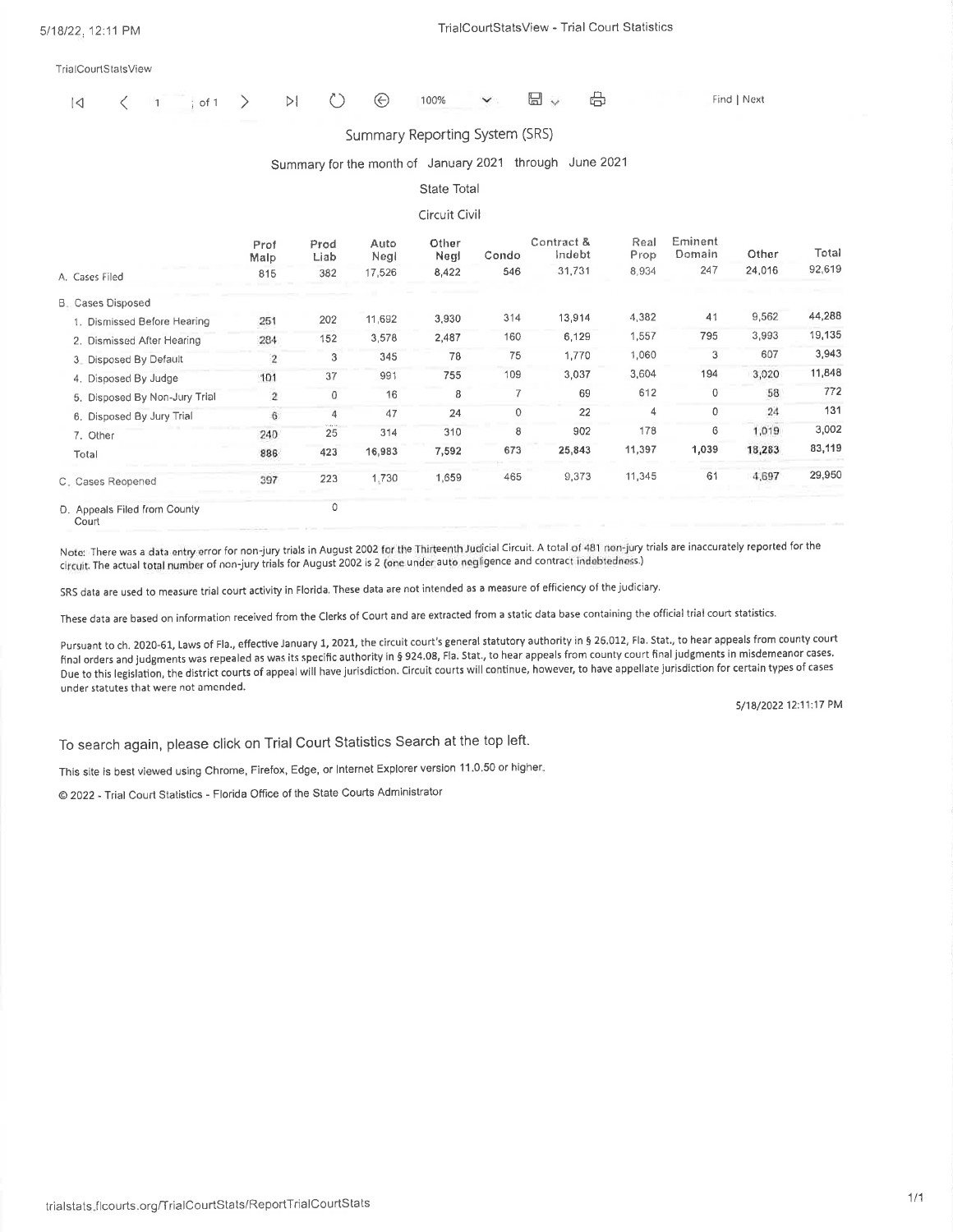TrialCourtStatsView

## Summary Reporting System (SRS)

Summary for the month of January 2021 through June 2021

State Total

Circuit Civil

| | Prof Malp | Prod Liab | Auto Negl | Other Negl | Condo | Contract & Indebt | Real Prop | Eminent Domain | Other | Total |
|---|---|---|---|---|---|---|---|---|---|---|
| A. Cases Filed | 815 | 382 | 17,526 | 8,422 | 546 | 31,731 | 8,934 | 247 | 24,016 | 92,619 |
| B. Cases Disposed | | | | | | | | | | |
| 1. Dismissed Before Hearing | 251 | 202 | 11,692 | 3,930 | 314 | 13,914 | 4,382 | 41 | 9,562 | 44,288 |
| 2. Dismissed After Hearing | 284 | 152 | 3,578 | 2,487 | 160 | 6,129 | 1,557 | 795 | 3,993 | 19,135 |
| 3. Disposed By Default | 2 | 3 | 345 | 78 | 75 | 1,770 | 1,060 | 3 | 607 | 3,943 |
| 4. Disposed By Judge | 101 | 37 | 991 | 755 | 109 | 3,037 | 3,604 | 194 | 3,020 | 11,848 |
| 5. Disposed By Non-Jury Trial | 2 | 0 | 16 | 8 | 7 | 69 | 612 | 0 | 58 | 772 |
| 6. Disposed By Jury Trial | 6 | 4 | 47 | 24 | 0 | 22 | 4 | 0 | 24 | 131 |
| 7. Other | 240 | 25 | 314 | 310 | 8 | 902 | 178 | 6 | 1,019 | 3,002 |
| Total | 886 | 423 | 16,983 | 7,592 | 673 | 25,843 | 11,397 | 1,039 | 18,283 | 83,119 |
| C. Cases Reopened | 397 | 223 | 1,730 | 1,659 | 465 | 9,373 | 11,345 | 61 | 4,697 | 29,950 |
| D. Appeals Filed from County Court | | 0 | | | | | | | | |

Note: There was a data entry error for non-jury trials in August 2002 for the Thirteenth Judicial Circuit. A total of 481 non-jury trials are inaccurately reported for the circuit. The actual total number of non-jury trials for August 2002 is 2 (one under auto negligence and contract indebtedness.)

SRS data are used to measure trial court activity in Florida. These data are not intended as a measure of efficiency of the judiciary.

These data are based on information received from the Clerks of Court and are extracted from a static data base containing the official trial court statistics.

Pursuant to ch. 2020-61, Laws of Fla., effective January 1, 2021, the circuit court's general statutory authority in § 26.012, Fla. Stat., to hear appeals from county court final orders and judgments was repealed as was its specific authority in § 924.08, Fla. Stat., to hear appeals from county court final judgments in misdemeanor cases. Due to this legislation, the district courts of appeal will have jurisdiction. Circuit courts will continue, however, to have appellate jurisdiction for certain types of cases under statutes that were not amended.

5/18/2022 12:11:17 PM

To search again, please click on Trial Court Statistics Search at the top left.

This site is best viewed using Chrome, Firefox, Edge, or Internet Explorer version 11.0.50 or higher.

© 2022 - Trial Court Statistics - Florida Office of the State Courts Administrator